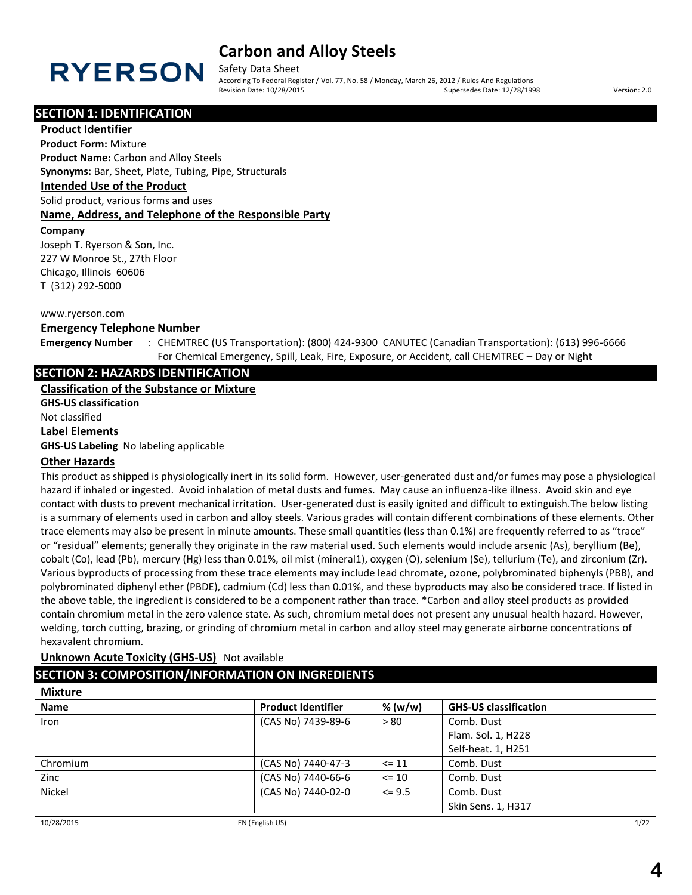# Carbon and Alloy Steels

RYERSON

Safety Data Sheet

According To Federal Register / Vol. 77, No. 58 / Monday, March 26, 2012 / Rules And Regulations

Revision Date: 10/28/2015 Supersedes Date: 12/28/1998 Version: 2.0

## SECTION 1: IDENTIFICATION

### Product Identifier

**Product Form:** Mixture

**Product Name:** Carbon and Alloy Steels

**Synonyms:** Bar, Sheet, Plate, Tubing, Pipe, Structurals

### Intended Use of the Product

Solid product, various forms and uses

### Name, Address, and Telephone of the Responsible Party

**Company**

Joseph T. Ryerson & Son, Inc.
227 W Monroe St., 27th Floor
Chicago, Illinois 60606
T (312) 292-5000

www.ryerson.com

### Emergency Telephone Number

**Emergency Number** : CHEMTREC (US Transportation): (800) 424-9300 CANUTEC (Canadian Transportation): (613) 996-6666
For Chemical Emergency, Spill, Leak, Fire, Exposure, or Accident, call CHEMTREC – Day or Night

## SECTION 2: HAZARDS IDENTIFICATION

### Classification of the Substance or Mixture

**GHS-US classification**

Not classified

### Label Elements

**GHS-US Labeling** No labeling applicable

### Other Hazards

This product as shipped is physiologically inert in its solid form. However, user-generated dust and/or fumes may pose a physiological hazard if inhaled or ingested. Avoid inhalation of metal dusts and fumes. May cause an influenza-like illness. Avoid skin and eye contact with dusts to prevent mechanical irritation. User-generated dust is easily ignited and difficult to extinguish.The below listing is a summary of elements used in carbon and alloy steels. Various grades will contain different combinations of these elements. Other trace elements may also be present in minute amounts. These small quantities (less than 0.1%) are frequently referred to as "trace" or "residual" elements; generally they originate in the raw material used. Such elements would include arsenic (As), beryllium (Be), cobalt (Co), lead (Pb), mercury (Hg) less than 0.01%, oil mist (mineral1), oxygen (O), selenium (Se), tellurium (Te), and zirconium (Zr). Various byproducts of processing from these trace elements may include lead chromate, ozone, polybrominated biphenyls (PBB), and polybrominated diphenyl ether (PBDE), cadmium (Cd) less than 0.01%, and these byproducts may also be considered trace. If listed in the above table, the ingredient is considered to be a component rather than trace. *Carbon and alloy steel products as provided contain chromium metal in the zero valence state. As such, chromium metal does not present any unusual health hazard. However, welding, torch cutting, brazing, or grinding of chromium metal in carbon and alloy steel may generate airborne concentrations of hexavalent chromium.

**Unknown Acute Toxicity (GHS-US)** Not available

## SECTION 3: COMPOSITION/INFORMATION ON INGREDIENTS

### Mixture

| Name | Product Identifier | % (w/w) | GHS-US classification |
|---|---|---|---|
| Iron | (CAS No) 7439-89-6 | > 80 | Comb. Dust<br>Flam. Sol. 1, H228<br>Self-heat. 1, H251 |
| Chromium | (CAS No) 7440-47-3 | <= 11 | Comb. Dust |
| Zinc | (CAS No) 7440-66-6 | <= 10 | Comb. Dust |
| Nickel | (CAS No) 7440-02-0 | <= 9.5 | Comb. Dust<br>Skin Sens. 1, H317 |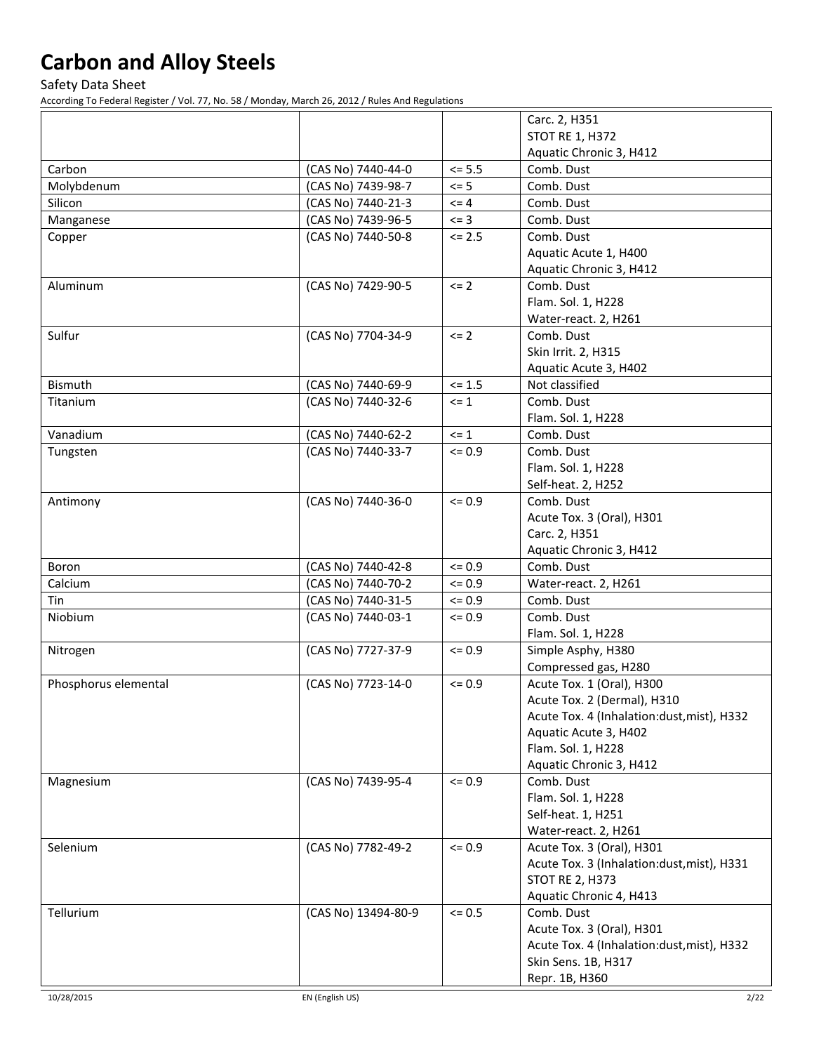| | | | |
|---|---|---|---|
| | | | Carc. 2, H351<br>STOT RE 1, H372<br>Aquatic Chronic 3, H412 |
| Carbon | (CAS No) 7440-44-0 | <= 5.5 | Comb. Dust |
| Molybdenum | (CAS No) 7439-98-7 | <= 5 | Comb. Dust |
| Silicon | (CAS No) 7440-21-3 | <= 4 | Comb. Dust |
| Manganese | (CAS No) 7439-96-5 | <= 3 | Comb. Dust |
| Copper | (CAS No) 7440-50-8 | <= 2.5 | Comb. Dust<br>Aquatic Acute 1, H400<br>Aquatic Chronic 3, H412 |
| Aluminum | (CAS No) 7429-90-5 | <= 2 | Comb. Dust<br>Flam. Sol. 1, H228<br>Water-react. 2, H261 |
| Sulfur | (CAS No) 7704-34-9 | <= 2 | Comb. Dust<br>Skin Irrit. 2, H315<br>Aquatic Acute 3, H402 |
| Bismuth | (CAS No) 7440-69-9 | <= 1.5 | Not classified |
| Titanium | (CAS No) 7440-32-6 | <= 1 | Comb. Dust<br>Flam. Sol. 1, H228 |
| Vanadium | (CAS No) 7440-62-2 | <= 1 | Comb. Dust |
| Tungsten | (CAS No) 7440-33-7 | <= 0.9 | Comb. Dust<br>Flam. Sol. 1, H228<br>Self-heat. 2, H252 |
| Antimony | (CAS No) 7440-36-0 | <= 0.9 | Comb. Dust<br>Acute Tox. 3 (Oral), H301<br>Carc. 2, H351<br>Aquatic Chronic 3, H412 |
| Boron | (CAS No) 7440-42-8 | <= 0.9 | Comb. Dust |
| Calcium | (CAS No) 7440-70-2 | <= 0.9 | Water-react. 2, H261 |
| Tin | (CAS No) 7440-31-5 | <= 0.9 | Comb. Dust |
| Niobium | (CAS No) 7440-03-1 | <= 0.9 | Comb. Dust<br>Flam. Sol. 1, H228 |
| Nitrogen | (CAS No) 7727-37-9 | <= 0.9 | Simple Asphy, H380<br>Compressed gas, H280 |
| Phosphorus elemental | (CAS No) 7723-14-0 | <= 0.9 | Acute Tox. 1 (Oral), H300<br>Acute Tox. 2 (Dermal), H310<br>Acute Tox. 4 (Inhalation:dust,mist), H332<br>Aquatic Acute 3, H402<br>Flam. Sol. 1, H228<br>Aquatic Chronic 3, H412 |
| Magnesium | (CAS No) 7439-95-4 | <= 0.9 | Comb. Dust<br>Flam. Sol. 1, H228<br>Self-heat. 1, H251<br>Water-react. 2, H261 |
| Selenium | (CAS No) 7782-49-2 | <= 0.9 | Acute Tox. 3 (Oral), H301<br>Acute Tox. 3 (Inhalation:dust,mist), H331<br>STOT RE 2, H373<br>Aquatic Chronic 4, H413 |
| Tellurium | (CAS No) 13494-80-9 | <= 0.5 | Comb. Dust<br>Acute Tox. 3 (Oral), H301<br>Acute Tox. 4 (Inhalation:dust,mist), H332<br>Skin Sens. 1B, H317<br>Repr. 1B, H360 |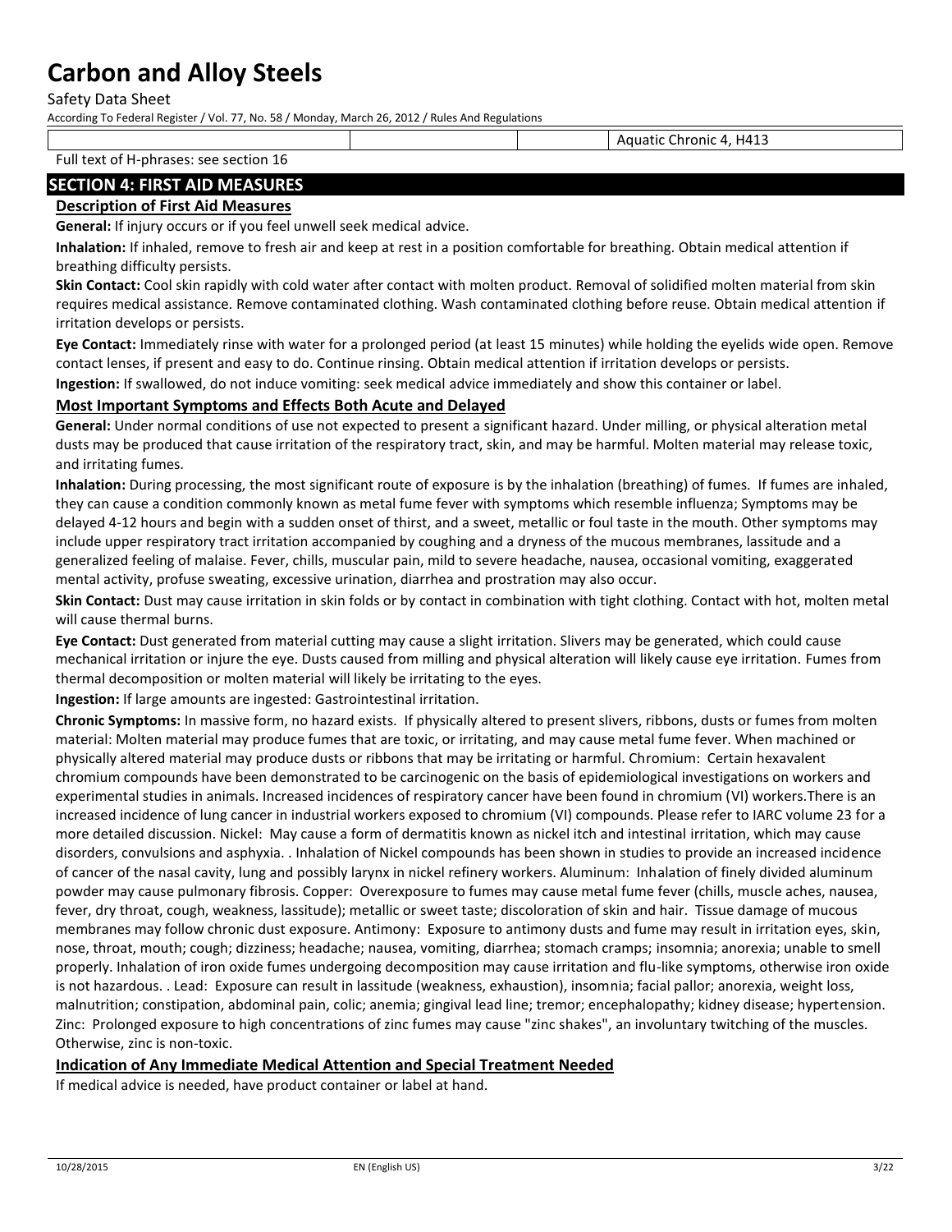| | | | |
|---|---|---|---|
| | | | Aquatic Chronic 4, H413 |

Full text of H-phrases: see section 16

## SECTION 4: FIRST AID MEASURES

### Description of First Aid Measures

**General:** If injury occurs or if you feel unwell seek medical advice.

**Inhalation:** If inhaled, remove to fresh air and keep at rest in a position comfortable for breathing. Obtain medical attention if breathing difficulty persists.

**Skin Contact:** Cool skin rapidly with cold water after contact with molten product. Removal of solidified molten material from skin requires medical assistance. Remove contaminated clothing. Wash contaminated clothing before reuse. Obtain medical attention if irritation develops or persists.

**Eye Contact:** Immediately rinse with water for a prolonged period (at least 15 minutes) while holding the eyelids wide open. Remove contact lenses, if present and easy to do. Continue rinsing. Obtain medical attention if irritation develops or persists.

**Ingestion:** If swallowed, do not induce vomiting: seek medical advice immediately and show this container or label.

### Most Important Symptoms and Effects Both Acute and Delayed

**General:** Under normal conditions of use not expected to present a significant hazard. Under milling, or physical alteration metal dusts may be produced that cause irritation of the respiratory tract, skin, and may be harmful. Molten material may release toxic, and irritating fumes.

**Inhalation:** During processing, the most significant route of exposure is by the inhalation (breathing) of fumes. If fumes are inhaled, they can cause a condition commonly known as metal fume fever with symptoms which resemble influenza; Symptoms may be delayed 4-12 hours and begin with a sudden onset of thirst, and a sweet, metallic or foul taste in the mouth. Other symptoms may include upper respiratory tract irritation accompanied by coughing and a dryness of the mucous membranes, lassitude and a generalized feeling of malaise. Fever, chills, muscular pain, mild to severe headache, nausea, occasional vomiting, exaggerated mental activity, profuse sweating, excessive urination, diarrhea and prostration may also occur.

**Skin Contact:** Dust may cause irritation in skin folds or by contact in combination with tight clothing. Contact with hot, molten metal will cause thermal burns.

**Eye Contact:** Dust generated from material cutting may cause a slight irritation. Slivers may be generated, which could cause mechanical irritation or injure the eye. Dusts caused from milling and physical alteration will likely cause eye irritation. Fumes from thermal decomposition or molten material will likely be irritating to the eyes.

**Ingestion:** If large amounts are ingested: Gastrointestinal irritation.

**Chronic Symptoms:** In massive form, no hazard exists. If physically altered to present slivers, ribbons, dusts or fumes from molten material: Molten material may produce fumes that are toxic, or irritating, and may cause metal fume fever. When machined or physically altered material may produce dusts or ribbons that may be irritating or harmful. Chromium: Certain hexavalent chromium compounds have been demonstrated to be carcinogenic on the basis of epidemiological investigations on workers and experimental studies in animals. Increased incidences of respiratory cancer have been found in chromium (VI) workers.There is an increased incidence of lung cancer in industrial workers exposed to chromium (VI) compounds. Please refer to IARC volume 23 for a more detailed discussion. Nickel: May cause a form of dermatitis known as nickel itch and intestinal irritation, which may cause disorders, convulsions and asphyxia. . Inhalation of Nickel compounds has been shown in studies to provide an increased incidence of cancer of the nasal cavity, lung and possibly larynx in nickel refinery workers. Aluminum: Inhalation of finely divided aluminum powder may cause pulmonary fibrosis. Copper: Overexposure to fumes may cause metal fume fever (chills, muscle aches, nausea, fever, dry throat, cough, weakness, lassitude); metallic or sweet taste; discoloration of skin and hair. Tissue damage of mucous membranes may follow chronic dust exposure. Antimony: Exposure to antimony dusts and fume may result in irritation eyes, skin, nose, throat, mouth; cough; dizziness; headache; nausea, vomiting, diarrhea; stomach cramps; insomnia; anorexia; unable to smell properly. Inhalation of iron oxide fumes undergoing decomposition may cause irritation and flu-like symptoms, otherwise iron oxide is not hazardous. . Lead: Exposure can result in lassitude (weakness, exhaustion), insomnia; facial pallor; anorexia, weight loss, malnutrition; constipation, abdominal pain, colic; anemia; gingival lead line; tremor; encephalopathy; kidney disease; hypertension. Zinc: Prolonged exposure to high concentrations of zinc fumes may cause "zinc shakes", an involuntary twitching of the muscles. Otherwise, zinc is non-toxic.

### Indication of Any Immediate Medical Attention and Special Treatment Needed

If medical advice is needed, have product container or label at hand.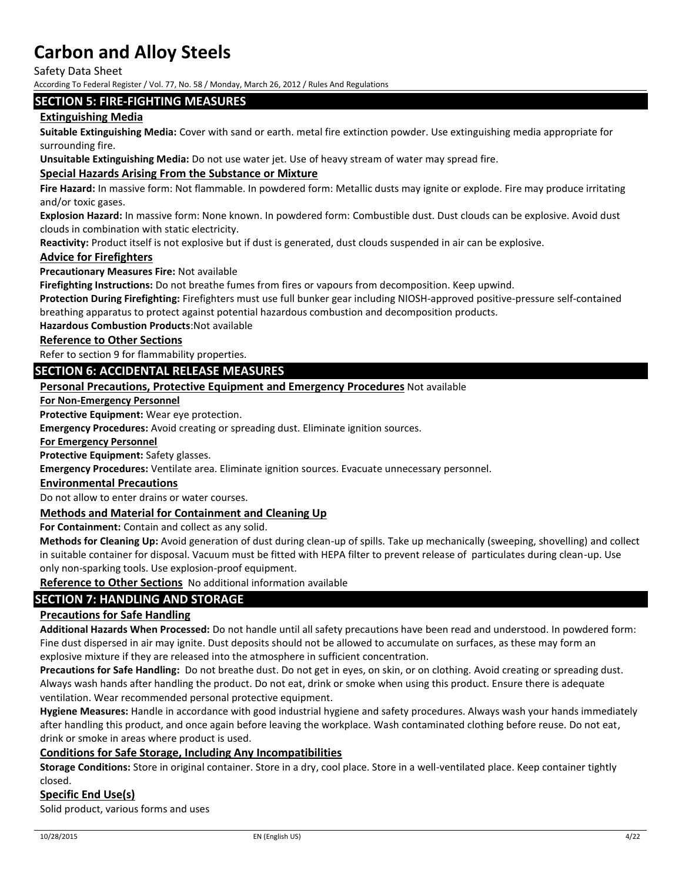## SECTION 5: FIRE-FIGHTING MEASURES

### Extinguishing Media

**Suitable Extinguishing Media:** Cover with sand or earth. metal fire extinction powder. Use extinguishing media appropriate for surrounding fire.

**Unsuitable Extinguishing Media:** Do not use water jet. Use of heavy stream of water may spread fire.

### Special Hazards Arising From the Substance or Mixture

**Fire Hazard:** In massive form: Not flammable. In powdered form: Metallic dusts may ignite or explode. Fire may produce irritating and/or toxic gases.

**Explosion Hazard:** In massive form: None known. In powdered form: Combustible dust. Dust clouds can be explosive. Avoid dust clouds in combination with static electricity.

**Reactivity:** Product itself is not explosive but if dust is generated, dust clouds suspended in air can be explosive.

### Advice for Firefighters

**Precautionary Measures Fire:** Not available

**Firefighting Instructions:** Do not breathe fumes from fires or vapours from decomposition. Keep upwind.

**Protection During Firefighting:** Firefighters must use full bunker gear including NIOSH-approved positive-pressure self-contained breathing apparatus to protect against potential hazardous combustion and decomposition products.

**Hazardous Combustion Products**:Not available

### Reference to Other Sections

Refer to section 9 for flammability properties.

## SECTION 6: ACCIDENTAL RELEASE MEASURES

### Personal Precautions, Protective Equipment and Emergency Procedures Not available

#### For Non-Emergency Personnel

**Protective Equipment:** Wear eye protection.

**Emergency Procedures:** Avoid creating or spreading dust. Eliminate ignition sources.

#### For Emergency Personnel

**Protective Equipment:** Safety glasses.

**Emergency Procedures:** Ventilate area. Eliminate ignition sources. Evacuate unnecessary personnel.

### Environmental Precautions

Do not allow to enter drains or water courses.

### Methods and Material for Containment and Cleaning Up

**For Containment:** Contain and collect as any solid.

**Methods for Cleaning Up:** Avoid generation of dust during clean-up of spills. Take up mechanically (sweeping, shovelling) and collect in suitable container for disposal. Vacuum must be fitted with HEPA filter to prevent release of particulates during clean-up. Use only non-sparking tools. Use explosion-proof equipment.

### Reference to Other Sections No additional information available

## SECTION 7: HANDLING AND STORAGE

### Precautions for Safe Handling

**Additional Hazards When Processed:** Do not handle until all safety precautions have been read and understood. In powdered form: Fine dust dispersed in air may ignite. Dust deposits should not be allowed to accumulate on surfaces, as these may form an explosive mixture if they are released into the atmosphere in sufficient concentration.

**Precautions for Safe Handling:** Do not breathe dust. Do not get in eyes, on skin, or on clothing. Avoid creating or spreading dust. Always wash hands after handling the product. Do not eat, drink or smoke when using this product. Ensure there is adequate ventilation. Wear recommended personal protective equipment.

**Hygiene Measures:** Handle in accordance with good industrial hygiene and safety procedures. Always wash your hands immediately after handling this product, and once again before leaving the workplace. Wash contaminated clothing before reuse. Do not eat, drink or smoke in areas where product is used.

### Conditions for Safe Storage, Including Any Incompatibilities

**Storage Conditions:** Store in original container. Store in a dry, cool place. Store in a well-ventilated place. Keep container tightly closed.

### Specific End Use(s)

Solid product, various forms and uses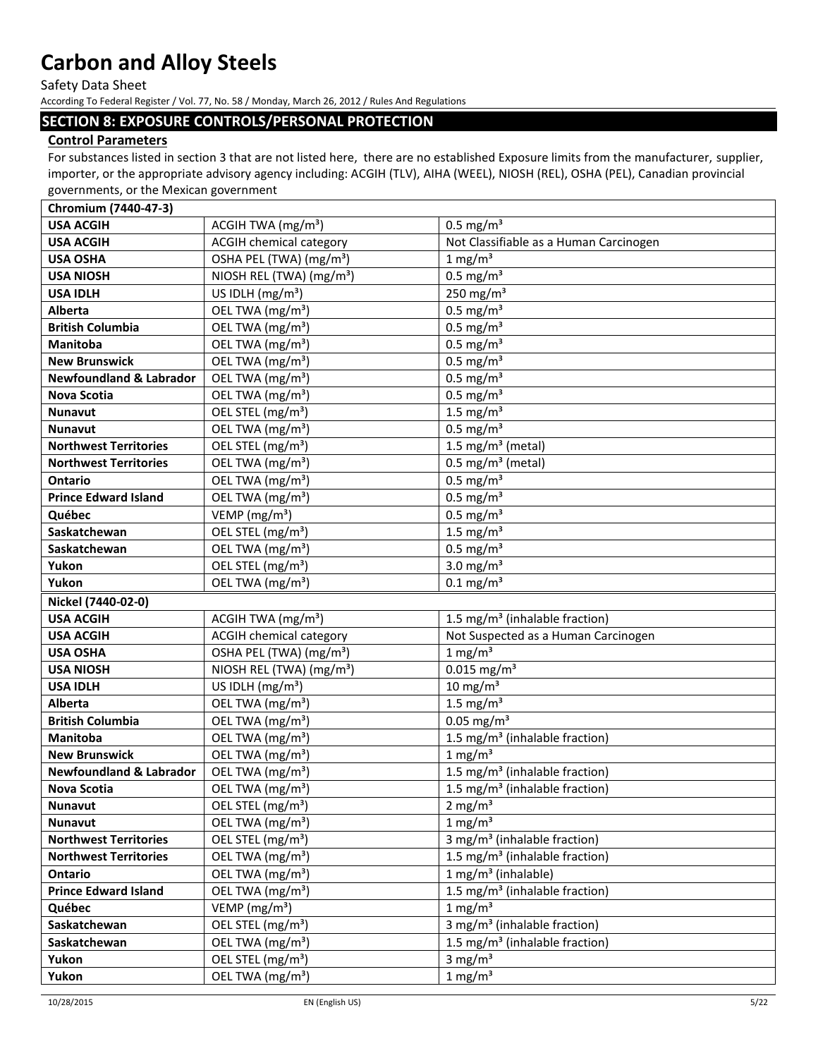## SECTION 8: EXPOSURE CONTROLS/PERSONAL PROTECTION

### Control Parameters

For substances listed in section 3 that are not listed here, there are no established Exposure limits from the manufacturer, supplier, importer, or the appropriate advisory agency including: ACGIH (TLV), AIHA (WEEL), NIOSH (REL), OSHA (PEL), Canadian provincial governments, or the Mexican government

| | | |
|---|---|---|
| **Chromium (7440-47-3)** | | |
| **USA ACGIH** | ACGIH TWA (mg/m³) | 0.5 mg/m³ |
| **USA ACGIH** | ACGIH chemical category | Not Classifiable as a Human Carcinogen |
| **USA OSHA** | OSHA PEL (TWA) (mg/m³) | 1 mg/m³ |
| **USA NIOSH** | NIOSH REL (TWA) (mg/m³) | 0.5 mg/m³ |
| **USA IDLH** | US IDLH (mg/m³) | 250 mg/m³ |
| **Alberta** | OEL TWA (mg/m³) | 0.5 mg/m³ |
| **British Columbia** | OEL TWA (mg/m³) | 0.5 mg/m³ |
| **Manitoba** | OEL TWA (mg/m³) | 0.5 mg/m³ |
| **New Brunswick** | OEL TWA (mg/m³) | 0.5 mg/m³ |
| **Newfoundland & Labrador** | OEL TWA (mg/m³) | 0.5 mg/m³ |
| **Nova Scotia** | OEL TWA (mg/m³) | 0.5 mg/m³ |
| **Nunavut** | OEL STEL (mg/m³) | 1.5 mg/m³ |
| **Nunavut** | OEL TWA (mg/m³) | 0.5 mg/m³ |
| **Northwest Territories** | OEL STEL (mg/m³) | 1.5 mg/m³ (metal) |
| **Northwest Territories** | OEL TWA (mg/m³) | 0.5 mg/m³ (metal) |
| **Ontario** | OEL TWA (mg/m³) | 0.5 mg/m³ |
| **Prince Edward Island** | OEL TWA (mg/m³) | 0.5 mg/m³ |
| **Québec** | VEMP (mg/m³) | 0.5 mg/m³ |
| **Saskatchewan** | OEL STEL (mg/m³) | 1.5 mg/m³ |
| **Saskatchewan** | OEL TWA (mg/m³) | 0.5 mg/m³ |
| **Yukon** | OEL STEL (mg/m³) | 3.0 mg/m³ |
| **Yukon** | OEL TWA (mg/m³) | 0.1 mg/m³ |
| **Nickel (7440-02-0)** | | |
| **USA ACGIH** | ACGIH TWA (mg/m³) | 1.5 mg/m³ (inhalable fraction) |
| **USA ACGIH** | ACGIH chemical category | Not Suspected as a Human Carcinogen |
| **USA OSHA** | OSHA PEL (TWA) (mg/m³) | 1 mg/m³ |
| **USA NIOSH** | NIOSH REL (TWA) (mg/m³) | 0.015 mg/m³ |
| **USA IDLH** | US IDLH (mg/m³) | 10 mg/m³ |
| **Alberta** | OEL TWA (mg/m³) | 1.5 mg/m³ |
| **British Columbia** | OEL TWA (mg/m³) | 0.05 mg/m³ |
| **Manitoba** | OEL TWA (mg/m³) | 1.5 mg/m³ (inhalable fraction) |
| **New Brunswick** | OEL TWA (mg/m³) | 1 mg/m³ |
| **Newfoundland & Labrador** | OEL TWA (mg/m³) | 1.5 mg/m³ (inhalable fraction) |
| **Nova Scotia** | OEL TWA (mg/m³) | 1.5 mg/m³ (inhalable fraction) |
| **Nunavut** | OEL STEL (mg/m³) | 2 mg/m³ |
| **Nunavut** | OEL TWA (mg/m³) | 1 mg/m³ |
| **Northwest Territories** | OEL STEL (mg/m³) | 3 mg/m³ (inhalable fraction) |
| **Northwest Territories** | OEL TWA (mg/m³) | 1.5 mg/m³ (inhalable fraction) |
| **Ontario** | OEL TWA (mg/m³) | 1 mg/m³ (inhalable) |
| **Prince Edward Island** | OEL TWA (mg/m³) | 1.5 mg/m³ (inhalable fraction) |
| **Québec** | VEMP (mg/m³) | 1 mg/m³ |
| **Saskatchewan** | OEL STEL (mg/m³) | 3 mg/m³ (inhalable fraction) |
| **Saskatchewan** | OEL TWA (mg/m³) | 1.5 mg/m³ (inhalable fraction) |
| **Yukon** | OEL STEL (mg/m³) | 3 mg/m³ |
| **Yukon** | OEL TWA (mg/m³) | 1 mg/m³ |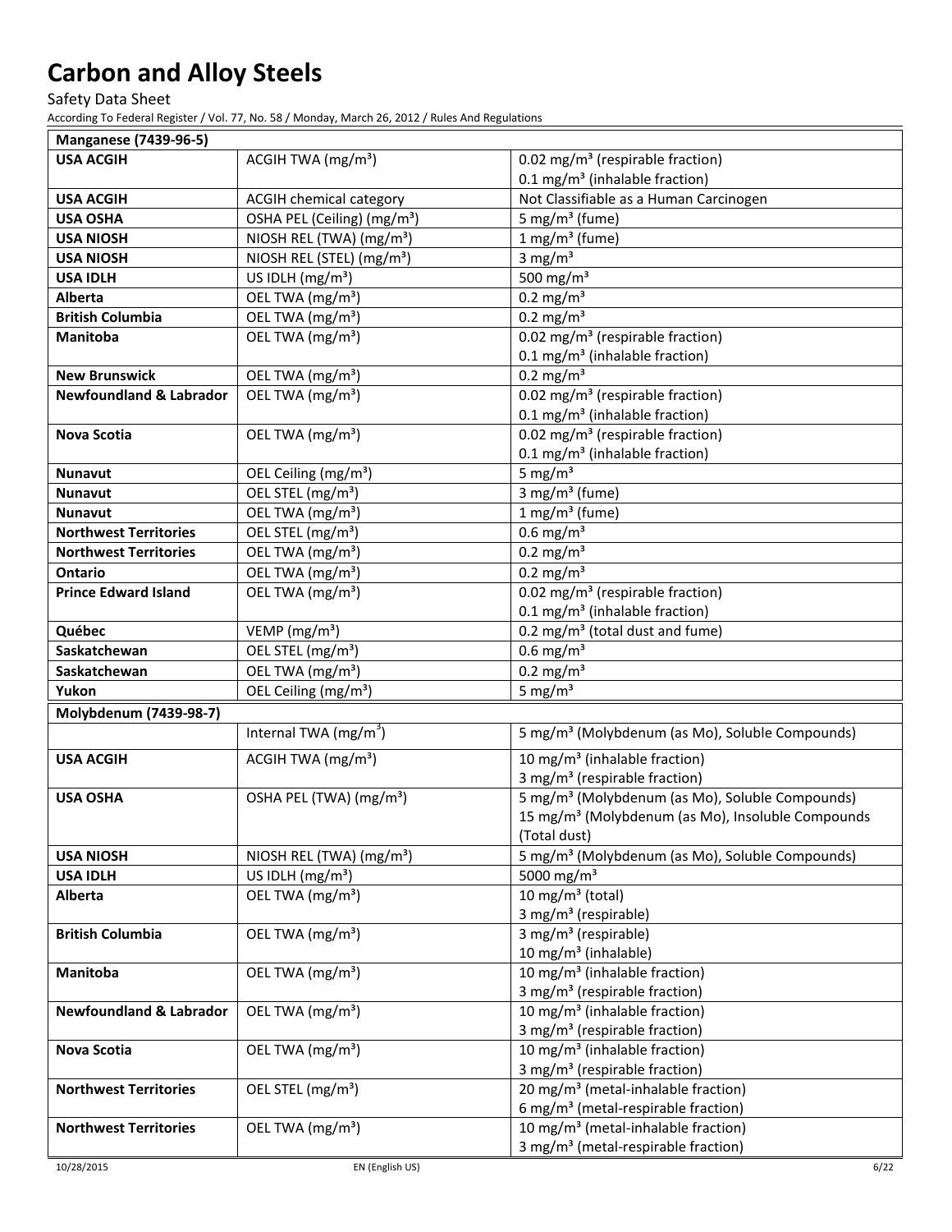| Manganese (7439-96-5) | | |
|---|---|---|
| **USA ACGIH** | ACGIH TWA (mg/m³) | 0.02 mg/m³ (respirable fraction)<br>0.1 mg/m³ (inhalable fraction) |
| **USA ACGIH** | ACGIH chemical category | Not Classifiable as a Human Carcinogen |
| **USA OSHA** | OSHA PEL (Ceiling) (mg/m³) | 5 mg/m³ (fume) |
| **USA NIOSH** | NIOSH REL (TWA) (mg/m³) | 1 mg/m³ (fume) |
| **USA NIOSH** | NIOSH REL (STEL) (mg/m³) | 3 mg/m³ |
| **USA IDLH** | US IDLH (mg/m³) | 500 mg/m³ |
| **Alberta** | OEL TWA (mg/m³) | 0.2 mg/m³ |
| **British Columbia** | OEL TWA (mg/m³) | 0.2 mg/m³ |
| **Manitoba** | OEL TWA (mg/m³) | 0.02 mg/m³ (respirable fraction)<br>0.1 mg/m³ (inhalable fraction) |
| **New Brunswick** | OEL TWA (mg/m³) | 0.2 mg/m³ |
| **Newfoundland & Labrador** | OEL TWA (mg/m³) | 0.02 mg/m³ (respirable fraction)<br>0.1 mg/m³ (inhalable fraction) |
| **Nova Scotia** | OEL TWA (mg/m³) | 0.02 mg/m³ (respirable fraction)<br>0.1 mg/m³ (inhalable fraction) |
| **Nunavut** | OEL Ceiling (mg/m³) | 5 mg/m³ |
| **Nunavut** | OEL STEL (mg/m³) | 3 mg/m³ (fume) |
| **Nunavut** | OEL TWA (mg/m³) | 1 mg/m³ (fume) |
| **Northwest Territories** | OEL STEL (mg/m³) | 0.6 mg/m³ |
| **Northwest Territories** | OEL TWA (mg/m³) | 0.2 mg/m³ |
| **Ontario** | OEL TWA (mg/m³) | 0.2 mg/m³ |
| **Prince Edward Island** | OEL TWA (mg/m³) | 0.02 mg/m³ (respirable fraction)<br>0.1 mg/m³ (inhalable fraction) |
| **Québec** | VEMP (mg/m³) | 0.2 mg/m³ (total dust and fume) |
| **Saskatchewan** | OEL STEL (mg/m³) | 0.6 mg/m³ |
| **Saskatchewan** | OEL TWA (mg/m³) | 0.2 mg/m³ |
| **Yukon** | OEL Ceiling (mg/m³) | 5 mg/m³ |

| Molybdenum (7439-98-7) | | |
|---|---|---|
| | Internal TWA (mg/m³) | 5 mg/m³ (Molybdenum (as Mo), Soluble Compounds) |
| **USA ACGIH** | ACGIH TWA (mg/m³) | 10 mg/m³ (inhalable fraction)<br>3 mg/m³ (respirable fraction) |
| **USA OSHA** | OSHA PEL (TWA) (mg/m³) | 5 mg/m³ (Molybdenum (as Mo), Soluble Compounds)<br>15 mg/m³ (Molybdenum (as Mo), Insoluble Compounds (Total dust) |
| **USA NIOSH** | NIOSH REL (TWA) (mg/m³) | 5 mg/m³ (Molybdenum (as Mo), Soluble Compounds) |
| **USA IDLH** | US IDLH (mg/m³) | 5000 mg/m³ |
| **Alberta** | OEL TWA (mg/m³) | 10 mg/m³ (total)<br>3 mg/m³ (respirable) |
| **British Columbia** | OEL TWA (mg/m³) | 3 mg/m³ (respirable)<br>10 mg/m³ (inhalable) |
| **Manitoba** | OEL TWA (mg/m³) | 10 mg/m³ (inhalable fraction)<br>3 mg/m³ (respirable fraction) |
| **Newfoundland & Labrador** | OEL TWA (mg/m³) | 10 mg/m³ (inhalable fraction)<br>3 mg/m³ (respirable fraction) |
| **Nova Scotia** | OEL TWA (mg/m³) | 10 mg/m³ (inhalable fraction)<br>3 mg/m³ (respirable fraction) |
| **Northwest Territories** | OEL STEL (mg/m³) | 20 mg/m³ (metal-inhalable fraction)<br>6 mg/m³ (metal-respirable fraction) |
| **Northwest Territories** | OEL TWA (mg/m³) | 10 mg/m³ (metal-inhalable fraction)<br>3 mg/m³ (metal-respirable fraction) |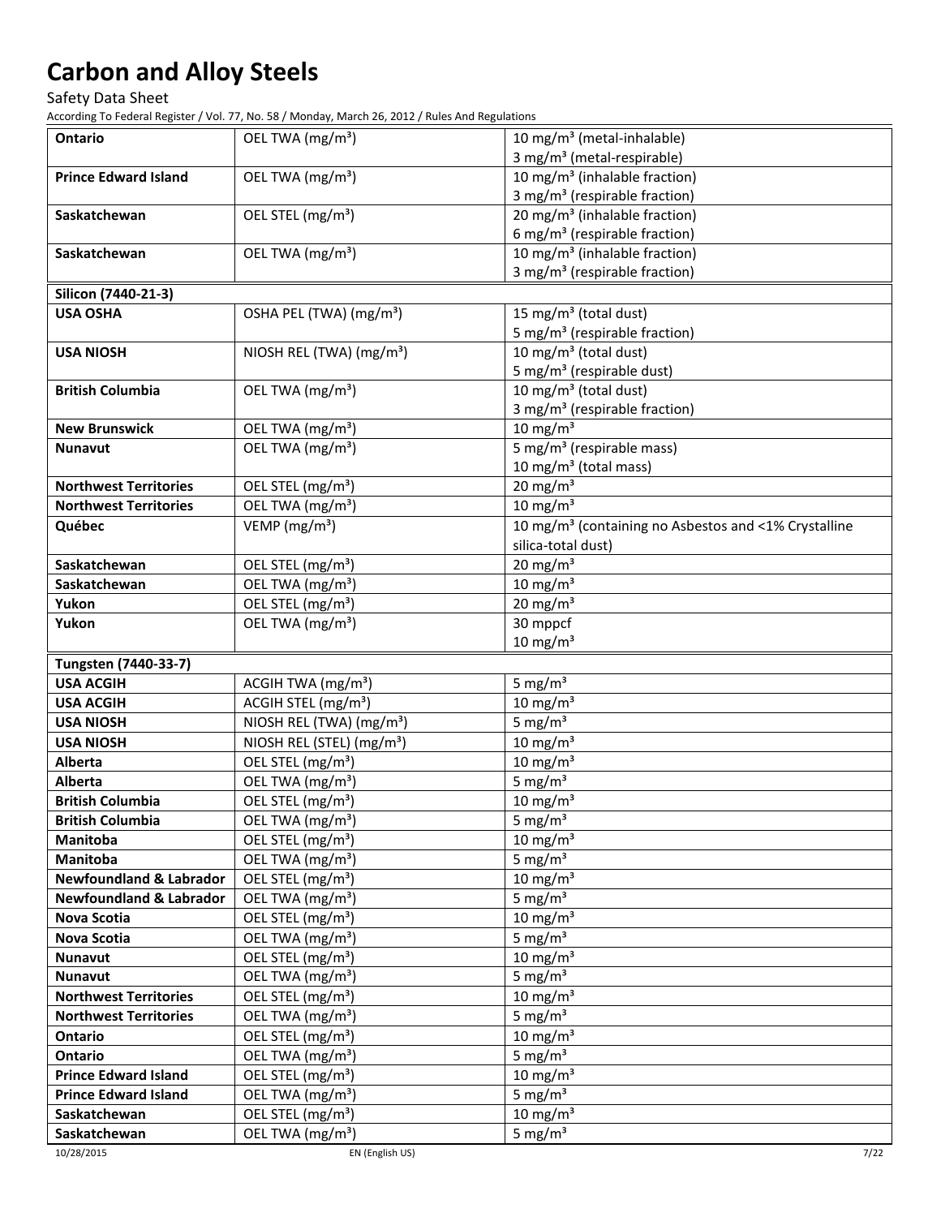# Carbon and Alloy Steels

Safety Data Sheet

According To Federal Register / Vol. 77, No. 58 / Monday, March 26, 2012 / Rules And Regulations

| | | |
|---|---|---|
| **Ontario** | OEL TWA (mg/m³) | 10 mg/m³ (metal-inhalable)<br>3 mg/m³ (metal-respirable) |
| **Prince Edward Island** | OEL TWA (mg/m³) | 10 mg/m³ (inhalable fraction)<br>3 mg/m³ (respirable fraction) |
| **Saskatchewan** | OEL STEL (mg/m³) | 20 mg/m³ (inhalable fraction)<br>6 mg/m³ (respirable fraction) |
| **Saskatchewan** | OEL TWA (mg/m³) | 10 mg/m³ (inhalable fraction)<br>3 mg/m³ (respirable fraction) |
| **Silicon (7440-21-3)** | | |
| **USA OSHA** | OSHA PEL (TWA) (mg/m³) | 15 mg/m³ (total dust)<br>5 mg/m³ (respirable fraction) |
| **USA NIOSH** | NIOSH REL (TWA) (mg/m³) | 10 mg/m³ (total dust)<br>5 mg/m³ (respirable dust) |
| **British Columbia** | OEL TWA (mg/m³) | 10 mg/m³ (total dust)<br>3 mg/m³ (respirable fraction) |
| **New Brunswick** | OEL TWA (mg/m³) | 10 mg/m³ |
| **Nunavut** | OEL TWA (mg/m³) | 5 mg/m³ (respirable mass)<br>10 mg/m³ (total mass) |
| **Northwest Territories** | OEL STEL (mg/m³) | 20 mg/m³ |
| **Northwest Territories** | OEL TWA (mg/m³) | 10 mg/m³ |
| **Québec** | VEMP (mg/m³) | 10 mg/m³ (containing no Asbestos and <1% Crystalline silica-total dust) |
| **Saskatchewan** | OEL STEL (mg/m³) | 20 mg/m³ |
| **Saskatchewan** | OEL TWA (mg/m³) | 10 mg/m³ |
| **Yukon** | OEL STEL (mg/m³) | 20 mg/m³ |
| **Yukon** | OEL TWA (mg/m³) | 30 mppcf<br>10 mg/m³ |
| **Tungsten (7440-33-7)** | | |
| **USA ACGIH** | ACGIH TWA (mg/m³) | 5 mg/m³ |
| **USA ACGIH** | ACGIH STEL (mg/m³) | 10 mg/m³ |
| **USA NIOSH** | NIOSH REL (TWA) (mg/m³) | 5 mg/m³ |
| **USA NIOSH** | NIOSH REL (STEL) (mg/m³) | 10 mg/m³ |
| **Alberta** | OEL STEL (mg/m³) | 10 mg/m³ |
| **Alberta** | OEL TWA (mg/m³) | 5 mg/m³ |
| **British Columbia** | OEL STEL (mg/m³) | 10 mg/m³ |
| **British Columbia** | OEL TWA (mg/m³) | 5 mg/m³ |
| **Manitoba** | OEL STEL (mg/m³) | 10 mg/m³ |
| **Manitoba** | OEL TWA (mg/m³) | 5 mg/m³ |
| **Newfoundland & Labrador** | OEL STEL (mg/m³) | 10 mg/m³ |
| **Newfoundland & Labrador** | OEL TWA (mg/m³) | 5 mg/m³ |
| **Nova Scotia** | OEL STEL (mg/m³) | 10 mg/m³ |
| **Nova Scotia** | OEL TWA (mg/m³) | 5 mg/m³ |
| **Nunavut** | OEL STEL (mg/m³) | 10 mg/m³ |
| **Nunavut** | OEL TWA (mg/m³) | 5 mg/m³ |
| **Northwest Territories** | OEL STEL (mg/m³) | 10 mg/m³ |
| **Northwest Territories** | OEL TWA (mg/m³) | 5 mg/m³ |
| **Ontario** | OEL STEL (mg/m³) | 10 mg/m³ |
| **Ontario** | OEL TWA (mg/m³) | 5 mg/m³ |
| **Prince Edward Island** | OEL STEL (mg/m³) | 10 mg/m³ |
| **Prince Edward Island** | OEL TWA (mg/m³) | 5 mg/m³ |
| **Saskatchewan** | OEL STEL (mg/m³) | 10 mg/m³ |
| **Saskatchewan** | OEL TWA (mg/m³) | 5 mg/m³ |

10/28/2015 EN (English US)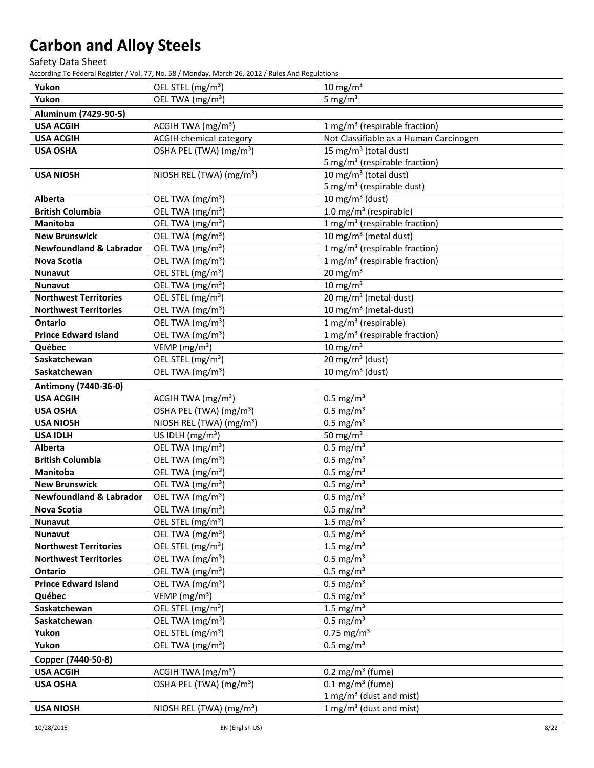| | | |
|---|---|---|
| **Yukon** | OEL STEL (mg/m³) | 10 mg/m³ |
| **Yukon** | OEL TWA (mg/m³) | 5 mg/m³ |
| **Aluminum (7429-90-5)** | | |
| **USA ACGIH** | ACGIH TWA (mg/m³) | 1 mg/m³ (respirable fraction) |
| **USA ACGIH** | ACGIH chemical category | Not Classifiable as a Human Carcinogen |
| **USA OSHA** | OSHA PEL (TWA) (mg/m³) | 15 mg/m³ (total dust)<br>5 mg/m³ (respirable fraction) |
| **USA NIOSH** | NIOSH REL (TWA) (mg/m³) | 10 mg/m³ (total dust)<br>5 mg/m³ (respirable dust) |
| **Alberta** | OEL TWA (mg/m³) | 10 mg/m³ (dust) |
| **British Columbia** | OEL TWA (mg/m³) | 1.0 mg/m³ (respirable) |
| **Manitoba** | OEL TWA (mg/m³) | 1 mg/m³ (respirable fraction) |
| **New Brunswick** | OEL TWA (mg/m³) | 10 mg/m³ (metal dust) |
| **Newfoundland & Labrador** | OEL TWA (mg/m³) | 1 mg/m³ (respirable fraction) |
| **Nova Scotia** | OEL TWA (mg/m³) | 1 mg/m³ (respirable fraction) |
| **Nunavut** | OEL STEL (mg/m³) | 20 mg/m³ |
| **Nunavut** | OEL TWA (mg/m³) | 10 mg/m³ |
| **Northwest Territories** | OEL STEL (mg/m³) | 20 mg/m³ (metal-dust) |
| **Northwest Territories** | OEL TWA (mg/m³) | 10 mg/m³ (metal-dust) |
| **Ontario** | OEL TWA (mg/m³) | 1 mg/m³ (respirable) |
| **Prince Edward Island** | OEL TWA (mg/m³) | 1 mg/m³ (respirable fraction) |
| **Québec** | VEMP (mg/m³) | 10 mg/m³ |
| **Saskatchewan** | OEL STEL (mg/m³) | 20 mg/m³ (dust) |
| **Saskatchewan** | OEL TWA (mg/m³) | 10 mg/m³ (dust) |
| **Antimony (7440-36-0)** | | |
| **USA ACGIH** | ACGIH TWA (mg/m³) | 0.5 mg/m³ |
| **USA OSHA** | OSHA PEL (TWA) (mg/m³) | 0.5 mg/m³ |
| **USA NIOSH** | NIOSH REL (TWA) (mg/m³) | 0.5 mg/m³ |
| **USA IDLH** | US IDLH (mg/m³) | 50 mg/m³ |
| **Alberta** | OEL TWA (mg/m³) | 0.5 mg/m³ |
| **British Columbia** | OEL TWA (mg/m³) | 0.5 mg/m³ |
| **Manitoba** | OEL TWA (mg/m³) | 0.5 mg/m³ |
| **New Brunswick** | OEL TWA (mg/m³) | 0.5 mg/m³ |
| **Newfoundland & Labrador** | OEL TWA (mg/m³) | 0.5 mg/m³ |
| **Nova Scotia** | OEL TWA (mg/m³) | 0.5 mg/m³ |
| **Nunavut** | OEL STEL (mg/m³) | 1.5 mg/m³ |
| **Nunavut** | OEL TWA (mg/m³) | 0.5 mg/m³ |
| **Northwest Territories** | OEL STEL (mg/m³) | 1.5 mg/m³ |
| **Northwest Territories** | OEL TWA (mg/m³) | 0.5 mg/m³ |
| **Ontario** | OEL TWA (mg/m³) | 0.5 mg/m³ |
| **Prince Edward Island** | OEL TWA (mg/m³) | 0.5 mg/m³ |
| **Québec** | VEMP (mg/m³) | 0.5 mg/m³ |
| **Saskatchewan** | OEL STEL (mg/m³) | 1.5 mg/m³ |
| **Saskatchewan** | OEL TWA (mg/m³) | 0.5 mg/m³ |
| **Yukon** | OEL STEL (mg/m³) | 0.75 mg/m³ |
| **Yukon** | OEL TWA (mg/m³) | 0.5 mg/m³ |
| **Copper (7440-50-8)** | | |
| **USA ACGIH** | ACGIH TWA (mg/m³) | 0.2 mg/m³ (fume) |
| **USA OSHA** | OSHA PEL (TWA) (mg/m³) | 0.1 mg/m³ (fume)<br>1 mg/m³ (dust and mist) |
| **USA NIOSH** | NIOSH REL (TWA) (mg/m³) | 1 mg/m³ (dust and mist) |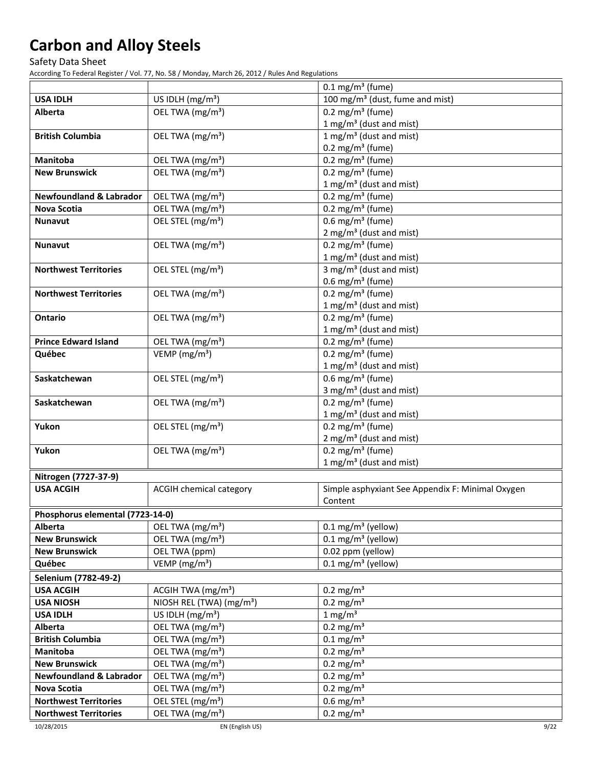# Carbon and Alloy Steels

Safety Data Sheet

According To Federal Register / Vol. 77, No. 58 / Monday, March 26, 2012 / Rules And Regulations

| | | |
|---|---|---|
| | | 0.1 mg/m³ (fume) |
| **USA IDLH** | US IDLH (mg/m³) | 100 mg/m³ (dust, fume and mist) |
| **Alberta** | OEL TWA (mg/m³) | 0.2 mg/m³ (fume)<br>1 mg/m³ (dust and mist) |
| **British Columbia** | OEL TWA (mg/m³) | 1 mg/m³ (dust and mist)<br>0.2 mg/m³ (fume) |
| **Manitoba** | OEL TWA (mg/m³) | 0.2 mg/m³ (fume) |
| **New Brunswick** | OEL TWA (mg/m³) | 0.2 mg/m³ (fume)<br>1 mg/m³ (dust and mist) |
| **Newfoundland & Labrador** | OEL TWA (mg/m³) | 0.2 mg/m³ (fume) |
| **Nova Scotia** | OEL TWA (mg/m³) | 0.2 mg/m³ (fume) |
| **Nunavut** | OEL STEL (mg/m³) | 0.6 mg/m³ (fume)<br>2 mg/m³ (dust and mist) |
| **Nunavut** | OEL TWA (mg/m³) | 0.2 mg/m³ (fume)<br>1 mg/m³ (dust and mist) |
| **Northwest Territories** | OEL STEL (mg/m³) | 3 mg/m³ (dust and mist)<br>0.6 mg/m³ (fume) |
| **Northwest Territories** | OEL TWA (mg/m³) | 0.2 mg/m³ (fume)<br>1 mg/m³ (dust and mist) |
| **Ontario** | OEL TWA (mg/m³) | 0.2 mg/m³ (fume)<br>1 mg/m³ (dust and mist) |
| **Prince Edward Island** | OEL TWA (mg/m³) | 0.2 mg/m³ (fume) |
| **Québec** | VEMP (mg/m³) | 0.2 mg/m³ (fume)<br>1 mg/m³ (dust and mist) |
| **Saskatchewan** | OEL STEL (mg/m³) | 0.6 mg/m³ (fume)<br>3 mg/m³ (dust and mist) |
| **Saskatchewan** | OEL TWA (mg/m³) | 0.2 mg/m³ (fume)<br>1 mg/m³ (dust and mist) |
| **Yukon** | OEL STEL (mg/m³) | 0.2 mg/m³ (fume)<br>2 mg/m³ (dust and mist) |
| **Yukon** | OEL TWA (mg/m³) | 0.2 mg/m³ (fume)<br>1 mg/m³ (dust and mist) |
| **Nitrogen (7727-37-9)** | | |
| **USA ACGIH** | ACGIH chemical category | Simple asphyxiant See Appendix F: Minimal Oxygen Content |
| **Phosphorus elemental (7723-14-0)** | | |
| **Alberta** | OEL TWA (mg/m³) | 0.1 mg/m³ (yellow) |
| **New Brunswick** | OEL TWA (mg/m³) | 0.1 mg/m³ (yellow) |
| **New Brunswick** | OEL TWA (ppm) | 0.02 ppm (yellow) |
| **Québec** | VEMP (mg/m³) | 0.1 mg/m³ (yellow) |
| **Selenium (7782-49-2)** | | |
| **USA ACGIH** | ACGIH TWA (mg/m³) | 0.2 mg/m³ |
| **USA NIOSH** | NIOSH REL (TWA) (mg/m³) | 0.2 mg/m³ |
| **USA IDLH** | US IDLH (mg/m³) | 1 mg/m³ |
| **Alberta** | OEL TWA (mg/m³) | 0.2 mg/m³ |
| **British Columbia** | OEL TWA (mg/m³) | 0.1 mg/m³ |
| **Manitoba** | OEL TWA (mg/m³) | 0.2 mg/m³ |
| **New Brunswick** | OEL TWA (mg/m³) | 0.2 mg/m³ |
| **Newfoundland & Labrador** | OEL TWA (mg/m³) | 0.2 mg/m³ |
| **Nova Scotia** | OEL TWA (mg/m³) | 0.2 mg/m³ |
| **Northwest Territories** | OEL STEL (mg/m³) | 0.6 mg/m³ |
| **Northwest Territories** | OEL TWA (mg/m³) | 0.2 mg/m³ |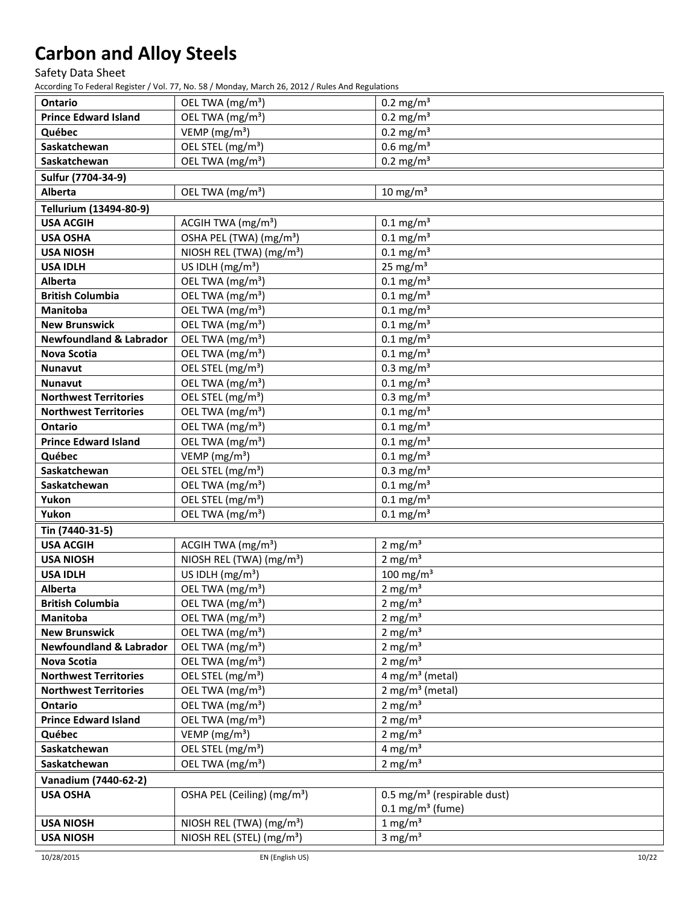| | | |
|---|---|---|
| **Ontario** | OEL TWA (mg/m³) | 0.2 mg/m³ |
| **Prince Edward Island** | OEL TWA (mg/m³) | 0.2 mg/m³ |
| **Québec** | VEMP (mg/m³) | 0.2 mg/m³ |
| **Saskatchewan** | OEL STEL (mg/m³) | 0.6 mg/m³ |
| **Saskatchewan** | OEL TWA (mg/m³) | 0.2 mg/m³ |
| **Sulfur (7704-34-9)** | | |
| **Alberta** | OEL TWA (mg/m³) | 10 mg/m³ |
| **Tellurium (13494-80-9)** | | |
| **USA ACGIH** | ACGIH TWA (mg/m³) | 0.1 mg/m³ |
| **USA OSHA** | OSHA PEL (TWA) (mg/m³) | 0.1 mg/m³ |
| **USA NIOSH** | NIOSH REL (TWA) (mg/m³) | 0.1 mg/m³ |
| **USA IDLH** | US IDLH (mg/m³) | 25 mg/m³ |
| **Alberta** | OEL TWA (mg/m³) | 0.1 mg/m³ |
| **British Columbia** | OEL TWA (mg/m³) | 0.1 mg/m³ |
| **Manitoba** | OEL TWA (mg/m³) | 0.1 mg/m³ |
| **New Brunswick** | OEL TWA (mg/m³) | 0.1 mg/m³ |
| **Newfoundland & Labrador** | OEL TWA (mg/m³) | 0.1 mg/m³ |
| **Nova Scotia** | OEL TWA (mg/m³) | 0.1 mg/m³ |
| **Nunavut** | OEL STEL (mg/m³) | 0.3 mg/m³ |
| **Nunavut** | OEL TWA (mg/m³) | 0.1 mg/m³ |
| **Northwest Territories** | OEL STEL (mg/m³) | 0.3 mg/m³ |
| **Northwest Territories** | OEL TWA (mg/m³) | 0.1 mg/m³ |
| **Ontario** | OEL TWA (mg/m³) | 0.1 mg/m³ |
| **Prince Edward Island** | OEL TWA (mg/m³) | 0.1 mg/m³ |
| **Québec** | VEMP (mg/m³) | 0.1 mg/m³ |
| **Saskatchewan** | OEL STEL (mg/m³) | 0.3 mg/m³ |
| **Saskatchewan** | OEL TWA (mg/m³) | 0.1 mg/m³ |
| **Yukon** | OEL STEL (mg/m³) | 0.1 mg/m³ |
| **Yukon** | OEL TWA (mg/m³) | 0.1 mg/m³ |
| **Tin (7440-31-5)** | | |
| **USA ACGIH** | ACGIH TWA (mg/m³) | 2 mg/m³ |
| **USA NIOSH** | NIOSH REL (TWA) (mg/m³) | 2 mg/m³ |
| **USA IDLH** | US IDLH (mg/m³) | 100 mg/m³ |
| **Alberta** | OEL TWA (mg/m³) | 2 mg/m³ |
| **British Columbia** | OEL TWA (mg/m³) | 2 mg/m³ |
| **Manitoba** | OEL TWA (mg/m³) | 2 mg/m³ |
| **New Brunswick** | OEL TWA (mg/m³) | 2 mg/m³ |
| **Newfoundland & Labrador** | OEL TWA (mg/m³) | 2 mg/m³ |
| **Nova Scotia** | OEL TWA (mg/m³) | 2 mg/m³ |
| **Northwest Territories** | OEL STEL (mg/m³) | 4 mg/m³ (metal) |
| **Northwest Territories** | OEL TWA (mg/m³) | 2 mg/m³ (metal) |
| **Ontario** | OEL TWA (mg/m³) | 2 mg/m³ |
| **Prince Edward Island** | OEL TWA (mg/m³) | 2 mg/m³ |
| **Québec** | VEMP (mg/m³) | 2 mg/m³ |
| **Saskatchewan** | OEL STEL (mg/m³) | 4 mg/m³ |
| **Saskatchewan** | OEL TWA (mg/m³) | 2 mg/m³ |
| **Vanadium (7440-62-2)** | | |
| **USA OSHA** | OSHA PEL (Ceiling) (mg/m³) | 0.5 mg/m³ (respirable dust)<br>0.1 mg/m³ (fume) |
| **USA NIOSH** | NIOSH REL (TWA) (mg/m³) | 1 mg/m³ |
| **USA NIOSH** | NIOSH REL (STEL) (mg/m³) | 3 mg/m³ |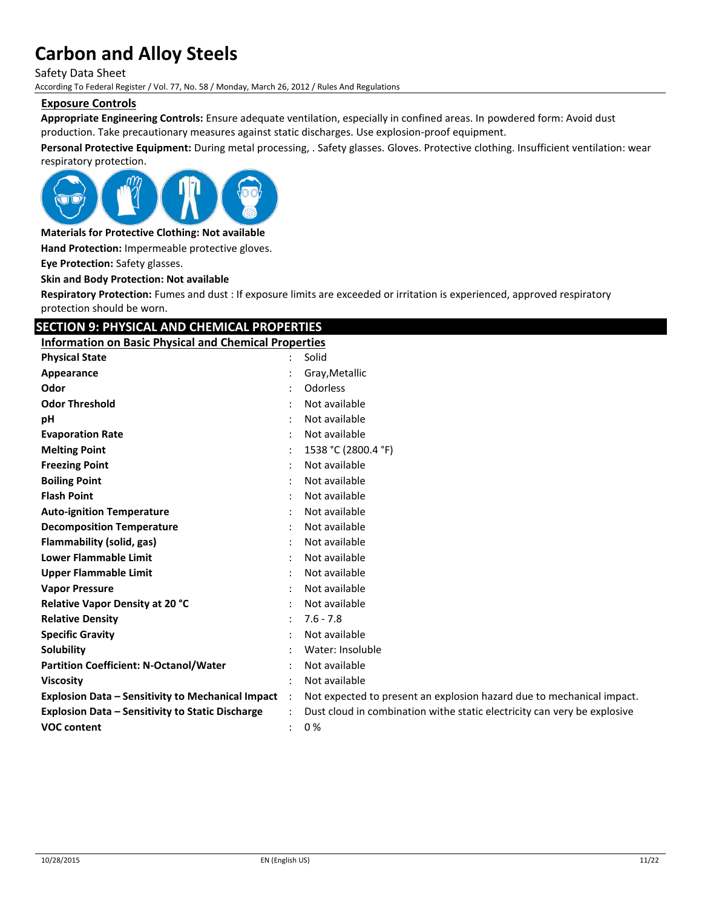### Exposure Controls

**Appropriate Engineering Controls:** Ensure adequate ventilation, especially in confined areas. In powdered form: Avoid dust production. Take precautionary measures against static discharges. Use explosion-proof equipment.

**Personal Protective Equipment:** During metal processing, . Safety glasses. Gloves. Protective clothing. Insufficient ventilation: wear respiratory protection.

**Materials for Protective Clothing: Not available**

**Hand Protection:** Impermeable protective gloves.

**Eye Protection:** Safety glasses.

**Skin and Body Protection: Not available**

**Respiratory Protection:** Fumes and dust : If exposure limits are exceeded or irritation is experienced, approved respiratory protection should be worn.

## SECTION 9: PHYSICAL AND CHEMICAL PROPERTIES

### Information on Basic Physical and Chemical Properties

| | | |
|---|---|---|
| **Physical State** | : | Solid |
| **Appearance** | : | Gray,Metallic |
| **Odor** | : | Odorless |
| **Odor Threshold** | : | Not available |
| **pH** | : | Not available |
| **Evaporation Rate** | : | Not available |
| **Melting Point** | : | 1538 °C (2800.4 °F) |
| **Freezing Point** | : | Not available |
| **Boiling Point** | : | Not available |
| **Flash Point** | : | Not available |
| **Auto-ignition Temperature** | : | Not available |
| **Decomposition Temperature** | : | Not available |
| **Flammability (solid, gas)** | : | Not available |
| **Lower Flammable Limit** | : | Not available |
| **Upper Flammable Limit** | : | Not available |
| **Vapor Pressure** | : | Not available |
| **Relative Vapor Density at 20 °C** | : | Not available |
| **Relative Density** | : | 7.6 - 7.8 |
| **Specific Gravity** | : | Not available |
| **Solubility** | : | Water: Insoluble |
| **Partition Coefficient: N-Octanol/Water** | : | Not available |
| **Viscosity** | : | Not available |
| **Explosion Data – Sensitivity to Mechanical Impact** | : | Not expected to present an explosion hazard due to mechanical impact. |
| **Explosion Data – Sensitivity to Static Discharge** | : | Dust cloud in combination withe static electricity can very be explosive |
| **VOC content** | : | 0 % |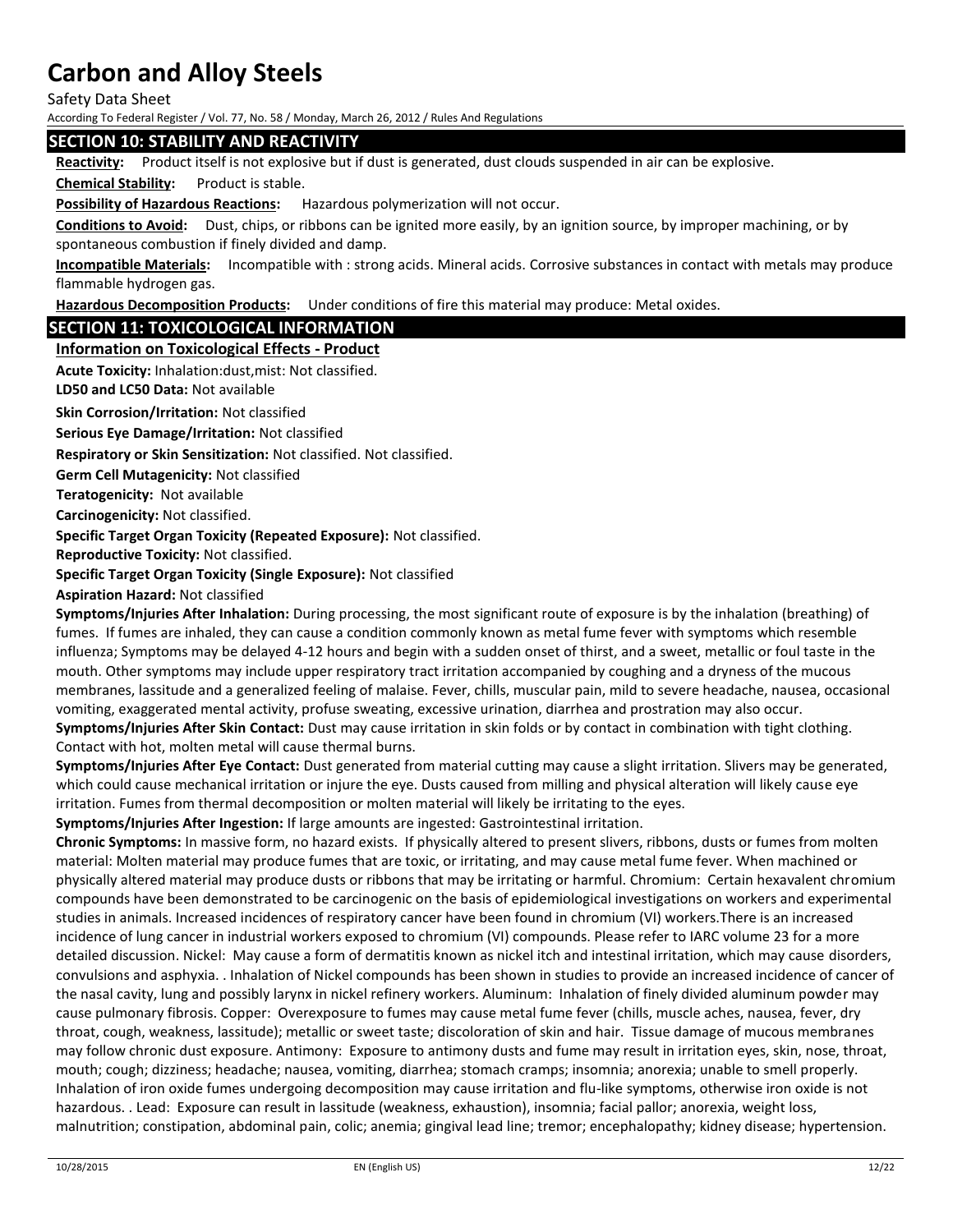## SECTION 10: STABILITY AND REACTIVITY

**Reactivity:** Product itself is not explosive but if dust is generated, dust clouds suspended in air can be explosive.

**Chemical Stability:** Product is stable.

**Possibility of Hazardous Reactions:** Hazardous polymerization will not occur.

**Conditions to Avoid:** Dust, chips, or ribbons can be ignited more easily, by an ignition source, by improper machining, or by spontaneous combustion if finely divided and damp.

**Incompatible Materials:** Incompatible with : strong acids. Mineral acids. Corrosive substances in contact with metals may produce flammable hydrogen gas.

**Hazardous Decomposition Products:** Under conditions of fire this material may produce: Metal oxides.

## SECTION 11: TOXICOLOGICAL INFORMATION

### Information on Toxicological Effects - Product

**Acute Toxicity:** Inhalation:dust,mist: Not classified.

**LD50 and LC50 Data:** Not available

**Skin Corrosion/Irritation:** Not classified

**Serious Eye Damage/Irritation:** Not classified

**Respiratory or Skin Sensitization:** Not classified. Not classified.

**Germ Cell Mutagenicity:** Not classified

**Teratogenicity:** Not available

**Carcinogenicity:** Not classified.

**Specific Target Organ Toxicity (Repeated Exposure):** Not classified.

**Reproductive Toxicity:** Not classified.

**Specific Target Organ Toxicity (Single Exposure):** Not classified

**Aspiration Hazard:** Not classified

**Symptoms/Injuries After Inhalation:** During processing, the most significant route of exposure is by the inhalation (breathing) of fumes. If fumes are inhaled, they can cause a condition commonly known as metal fume fever with symptoms which resemble influenza; Symptoms may be delayed 4-12 hours and begin with a sudden onset of thirst, and a sweet, metallic or foul taste in the mouth. Other symptoms may include upper respiratory tract irritation accompanied by coughing and a dryness of the mucous membranes, lassitude and a generalized feeling of malaise. Fever, chills, muscular pain, mild to severe headache, nausea, occasional vomiting, exaggerated mental activity, profuse sweating, excessive urination, diarrhea and prostration may also occur.

**Symptoms/Injuries After Skin Contact:** Dust may cause irritation in skin folds or by contact in combination with tight clothing. Contact with hot, molten metal will cause thermal burns.

**Symptoms/Injuries After Eye Contact:** Dust generated from material cutting may cause a slight irritation. Slivers may be generated, which could cause mechanical irritation or injure the eye. Dusts caused from milling and physical alteration will likely cause eye irritation. Fumes from thermal decomposition or molten material will likely be irritating to the eyes.

**Symptoms/Injuries After Ingestion:** If large amounts are ingested: Gastrointestinal irritation.

**Chronic Symptoms:** In massive form, no hazard exists. If physically altered to present slivers, ribbons, dusts or fumes from molten material: Molten material may produce fumes that are toxic, or irritating, and may cause metal fume fever. When machined or physically altered material may produce dusts or ribbons that may be irritating or harmful. Chromium: Certain hexavalent chromium compounds have been demonstrated to be carcinogenic on the basis of epidemiological investigations on workers and experimental studies in animals. Increased incidences of respiratory cancer have been found in chromium (VI) workers.There is an increased incidence of lung cancer in industrial workers exposed to chromium (VI) compounds. Please refer to IARC volume 23 for a more detailed discussion. Nickel: May cause a form of dermatitis known as nickel itch and intestinal irritation, which may cause disorders, convulsions and asphyxia. . Inhalation of Nickel compounds has been shown in studies to provide an increased incidence of cancer of the nasal cavity, lung and possibly larynx in nickel refinery workers. Aluminum: Inhalation of finely divided aluminum powder may cause pulmonary fibrosis. Copper: Overexposure to fumes may cause metal fume fever (chills, muscle aches, nausea, fever, dry throat, cough, weakness, lassitude); metallic or sweet taste; discoloration of skin and hair. Tissue damage of mucous membranes may follow chronic dust exposure. Antimony: Exposure to antimony dusts and fume may result in irritation eyes, skin, nose, throat, mouth; cough; dizziness; headache; nausea, vomiting, diarrhea; stomach cramps; insomnia; anorexia; unable to smell properly. Inhalation of iron oxide fumes undergoing decomposition may cause irritation and flu-like symptoms, otherwise iron oxide is not hazardous. . Lead: Exposure can result in lassitude (weakness, exhaustion), insomnia; facial pallor; anorexia, weight loss, malnutrition; constipation, abdominal pain, colic; anemia; gingival lead line; tremor; encephalopathy; kidney disease; hypertension.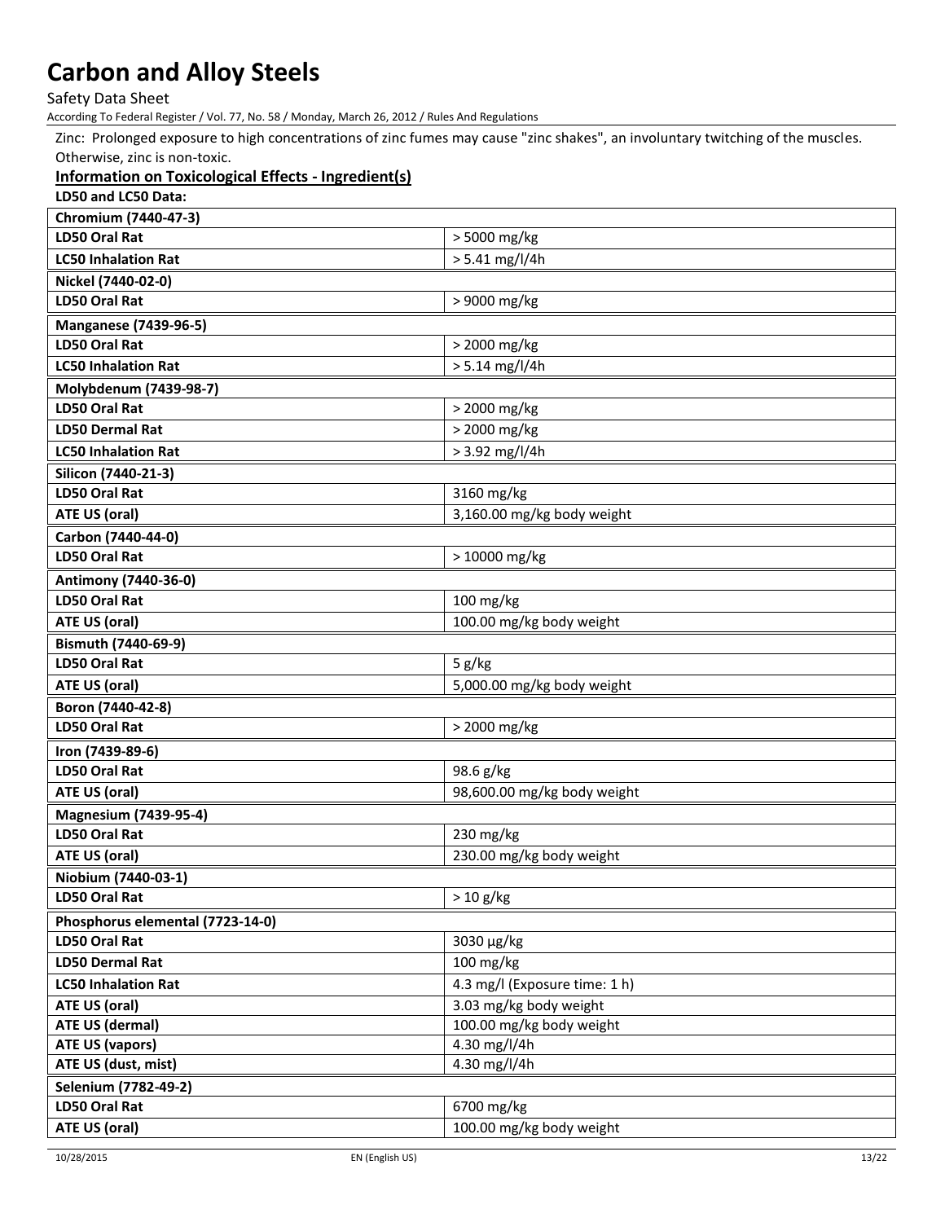Zinc: Prolonged exposure to high concentrations of zinc fumes may cause "zinc shakes", an involuntary twitching of the muscles. Otherwise, zinc is non-toxic.

**Information on Toxicological Effects - Ingredient(s)**

**LD50 and LC50 Data:**

| | |
|---|---|
| **Chromium (7440-47-3)** | |
| **LD50 Oral Rat** | > 5000 mg/kg |
| **LC50 Inhalation Rat** | > 5.41 mg/l/4h |
| **Nickel (7440-02-0)** | |
| **LD50 Oral Rat** | > 9000 mg/kg |
| **Manganese (7439-96-5)** | |
| **LD50 Oral Rat** | > 2000 mg/kg |
| **LC50 Inhalation Rat** | > 5.14 mg/l/4h |
| **Molybdenum (7439-98-7)** | |
| **LD50 Oral Rat** | > 2000 mg/kg |
| **LD50 Dermal Rat** | > 2000 mg/kg |
| **LC50 Inhalation Rat** | > 3.92 mg/l/4h |
| **Silicon (7440-21-3)** | |
| **LD50 Oral Rat** | 3160 mg/kg |
| **ATE US (oral)** | 3,160.00 mg/kg body weight |
| **Carbon (7440-44-0)** | |
| **LD50 Oral Rat** | > 10000 mg/kg |
| **Antimony (7440-36-0)** | |
| **LD50 Oral Rat** | 100 mg/kg |
| **ATE US (oral)** | 100.00 mg/kg body weight |
| **Bismuth (7440-69-9)** | |
| **LD50 Oral Rat** | 5 g/kg |
| **ATE US (oral)** | 5,000.00 mg/kg body weight |
| **Boron (7440-42-8)** | |
| **LD50 Oral Rat** | > 2000 mg/kg |
| **Iron (7439-89-6)** | |
| **LD50 Oral Rat** | 98.6 g/kg |
| **ATE US (oral)** | 98,600.00 mg/kg body weight |
| **Magnesium (7439-95-4)** | |
| **LD50 Oral Rat** | 230 mg/kg |
| **ATE US (oral)** | 230.00 mg/kg body weight |
| **Niobium (7440-03-1)** | |
| **LD50 Oral Rat** | > 10 g/kg |
| **Phosphorus elemental (7723-14-0)** | |
| **LD50 Oral Rat** | 3030 µg/kg |
| **LD50 Dermal Rat** | 100 mg/kg |
| **LC50 Inhalation Rat** | 4.3 mg/l (Exposure time: 1 h) |
| **ATE US (oral)** | 3.03 mg/kg body weight |
| **ATE US (dermal)** | 100.00 mg/kg body weight |
| **ATE US (vapors)** | 4.30 mg/l/4h |
| **ATE US (dust, mist)** | 4.30 mg/l/4h |
| **Selenium (7782-49-2)** | |
| **LD50 Oral Rat** | 6700 mg/kg |
| **ATE US (oral)** | 100.00 mg/kg body weight |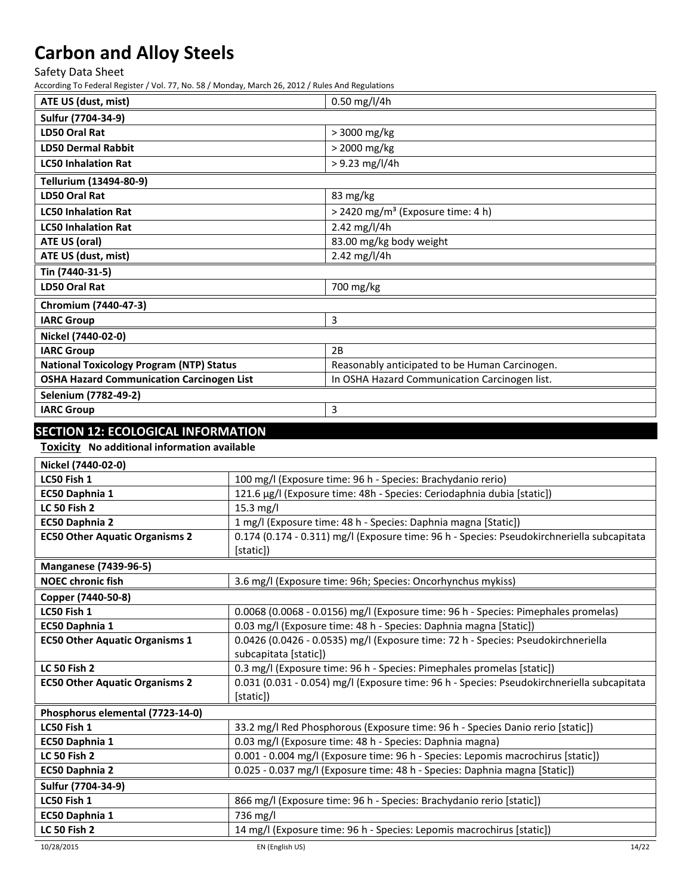| | |
|---|---|
| **ATE US (dust, mist)** | 0.50 mg/l/4h |
| **Sulfur (7704-34-9)** | |
| **LD50 Oral Rat** | > 3000 mg/kg |
| **LD50 Dermal Rabbit** | > 2000 mg/kg |
| **LC50 Inhalation Rat** | > 9.23 mg/l/4h |
| **Tellurium (13494-80-9)** | |
| **LD50 Oral Rat** | 83 mg/kg |
| **LC50 Inhalation Rat** | > 2420 mg/m³ (Exposure time: 4 h) |
| **LC50 Inhalation Rat** | 2.42 mg/l/4h |
| **ATE US (oral)** | 83.00 mg/kg body weight |
| **ATE US (dust, mist)** | 2.42 mg/l/4h |
| **Tin (7440-31-5)** | |
| **LD50 Oral Rat** | 700 mg/kg |
| **Chromium (7440-47-3)** | |
| **IARC Group** | 3 |
| **Nickel (7440-02-0)** | |
| **IARC Group** | 2B |
| **National Toxicology Program (NTP) Status** | Reasonably anticipated to be Human Carcinogen. |
| **OSHA Hazard Communication Carcinogen List** | In OSHA Hazard Communication Carcinogen list. |
| **Selenium (7782-49-2)** | |
| **IARC Group** | 3 |

## SECTION 12: ECOLOGICAL INFORMATION

**Toxicity** No additional information available

| | |
|---|---|
| **Nickel (7440-02-0)** | |
| **LC50 Fish 1** | 100 mg/l (Exposure time: 96 h - Species: Brachydanio rerio) |
| **EC50 Daphnia 1** | 121.6 µg/l (Exposure time: 48h - Species: Ceriodaphnia dubia [static]) |
| **LC 50 Fish 2** | 15.3 mg/l |
| **EC50 Daphnia 2** | 1 mg/l (Exposure time: 48 h - Species: Daphnia magna [Static]) |
| **EC50 Other Aquatic Organisms 2** | 0.174 (0.174 - 0.311) mg/l (Exposure time: 96 h - Species: Pseudokirchneriella subcapitata [static]) |
| **Manganese (7439-96-5)** | |
| **NOEC chronic fish** | 3.6 mg/l (Exposure time: 96h; Species: Oncorhynchus mykiss) |
| **Copper (7440-50-8)** | |
| **LC50 Fish 1** | 0.0068 (0.0068 - 0.0156) mg/l (Exposure time: 96 h - Species: Pimephales promelas) |
| **EC50 Daphnia 1** | 0.03 mg/l (Exposure time: 48 h - Species: Daphnia magna [Static]) |
| **EC50 Other Aquatic Organisms 1** | 0.0426 (0.0426 - 0.0535) mg/l (Exposure time: 72 h - Species: Pseudokirchneriella subcapitata [static]) |
| **LC 50 Fish 2** | 0.3 mg/l (Exposure time: 96 h - Species: Pimephales promelas [static]) |
| **EC50 Other Aquatic Organisms 2** | 0.031 (0.031 - 0.054) mg/l (Exposure time: 96 h - Species: Pseudokirchneriella subcapitata [static]) |
| **Phosphorus elemental (7723-14-0)** | |
| **LC50 Fish 1** | 33.2 mg/l Red Phosphorous (Exposure time: 96 h - Species Danio rerio [static]) |
| **EC50 Daphnia 1** | 0.03 mg/l (Exposure time: 48 h - Species: Daphnia magna) |
| **LC 50 Fish 2** | 0.001 - 0.004 mg/l (Exposure time: 96 h - Species: Lepomis macrochirus [static]) |
| **EC50 Daphnia 2** | 0.025 - 0.037 mg/l (Exposure time: 48 h - Species: Daphnia magna [Static]) |
| **Sulfur (7704-34-9)** | |
| **LC50 Fish 1** | 866 mg/l (Exposure time: 96 h - Species: Brachydanio rerio [static]) |
| **EC50 Daphnia 1** | 736 mg/l |
| **LC 50 Fish 2** | 14 mg/l (Exposure time: 96 h - Species: Lepomis macrochirus [static]) |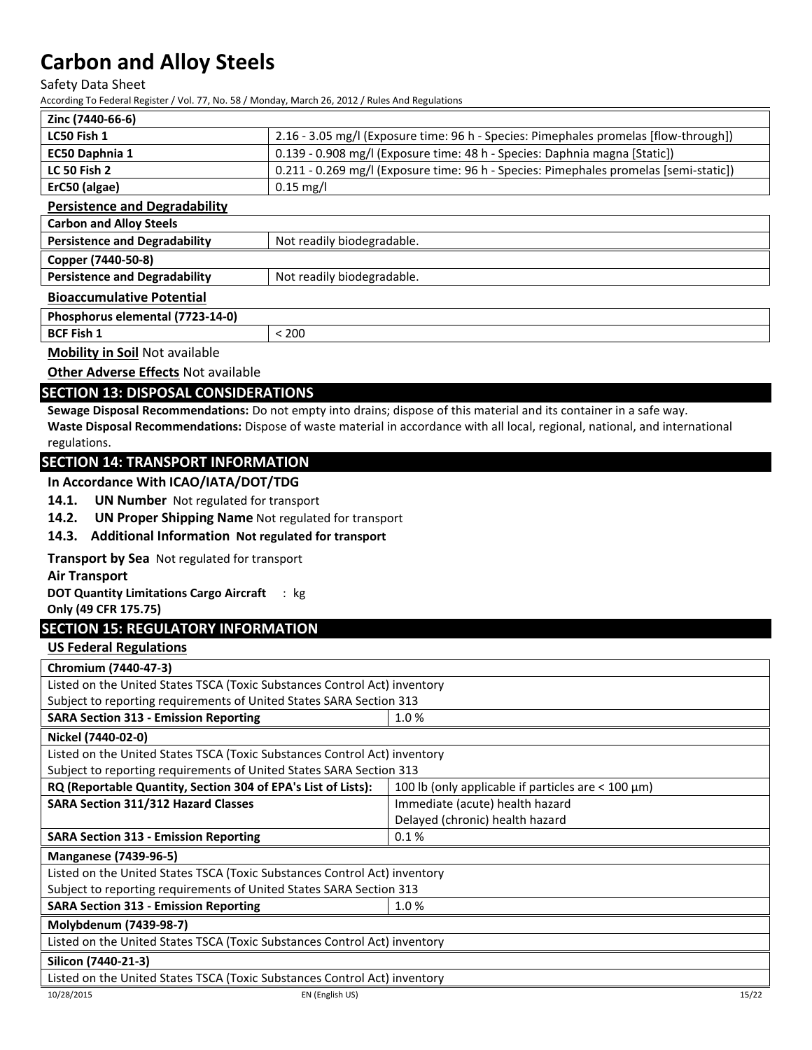| Zinc (7440-66-6) | |
| --- | --- |
| LC50 Fish 1 | 2.16 - 3.05 mg/l (Exposure time: 96 h - Species: Pimephales promelas [flow-through]) |
| EC50 Daphnia 1 | 0.139 - 0.908 mg/l (Exposure time: 48 h - Species: Daphnia magna [Static]) |
| LC 50 Fish 2 | 0.211 - 0.269 mg/l (Exposure time: 96 h - Species: Pimephales promelas [semi-static]) |
| ErC50 (algae) | 0.15 mg/l |

**Persistence and Degradability**

| Carbon and Alloy Steels | |
| --- | --- |
| Persistence and Degradability | Not readily biodegradable. |
| **Copper (7440-50-8)** | |
| Persistence and Degradability | Not readily biodegradable. |

**Bioaccumulative Potential**

| Phosphorus elemental (7723-14-0) | |
| --- | --- |
| BCF Fish 1 | < 200 |

**Mobility in Soil** Not available

**Other Adverse Effects** Not available

## SECTION 13: DISPOSAL CONSIDERATIONS

**Sewage Disposal Recommendations:** Do not empty into drains; dispose of this material and its container in a safe way.

**Waste Disposal Recommendations:** Dispose of waste material in accordance with all local, regional, national, and international regulations.

## SECTION 14: TRANSPORT INFORMATION

**In Accordance With ICAO/IATA/DOT/TDG**

**14.1. UN Number** Not regulated for transport

**14.2. UN Proper Shipping Name** Not regulated for transport

**14.3. Additional Information** **Not regulated for transport**

**Transport by Sea** Not regulated for transport

**Air Transport**

**DOT Quantity Limitations Cargo Aircraft Only (49 CFR 175.75)** : kg

## SECTION 15: REGULATORY INFORMATION

**US Federal Regulations**

| Chromium (7440-47-3) | |
| --- | --- |
| Listed on the United States TSCA (Toxic Substances Control Act) inventory | |
| Subject to reporting requirements of United States SARA Section 313 | |
| SARA Section 313 - Emission Reporting | 1.0 % |

| Nickel (7440-02-0) | |
| --- | --- |
| Listed on the United States TSCA (Toxic Substances Control Act) inventory | |
| Subject to reporting requirements of United States SARA Section 313 | |
| RQ (Reportable Quantity, Section 304 of EPA's List of Lists): | 100 lb (only applicable if particles are < 100 μm) |
| SARA Section 311/312 Hazard Classes | Immediate (acute) health hazard<br>Delayed (chronic) health hazard |
| SARA Section 313 - Emission Reporting | 0.1 % |

| Manganese (7439-96-5) | |
| --- | --- |
| Listed on the United States TSCA (Toxic Substances Control Act) inventory | |
| Subject to reporting requirements of United States SARA Section 313 | |
| SARA Section 313 - Emission Reporting | 1.0 % |

| Molybdenum (7439-98-7) |
| --- |
| Listed on the United States TSCA (Toxic Substances Control Act) inventory |

| Silicon (7440-21-3) |
| --- |
| Listed on the United States TSCA (Toxic Substances Control Act) inventory |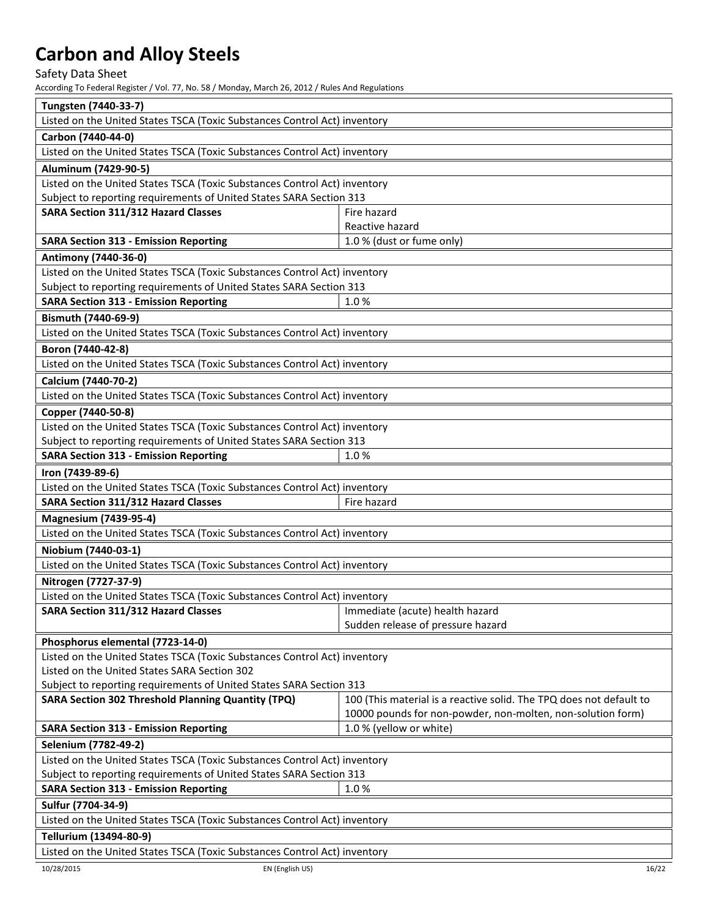| | |
|---|---|
| **Tungsten (7440-33-7)** | |
| Listed on the United States TSCA (Toxic Substances Control Act) inventory | |
| **Carbon (7440-44-0)** | |
| Listed on the United States TSCA (Toxic Substances Control Act) inventory | |
| **Aluminum (7429-90-5)** | |
| Listed on the United States TSCA (Toxic Substances Control Act) inventory<br>Subject to reporting requirements of United States SARA Section 313 | |
| **SARA Section 311/312 Hazard Classes** | Fire hazard<br>Reactive hazard |
| **SARA Section 313 - Emission Reporting** | 1.0 % (dust or fume only) |
| **Antimony (7440-36-0)** | |
| Listed on the United States TSCA (Toxic Substances Control Act) inventory<br>Subject to reporting requirements of United States SARA Section 313 | |
| **SARA Section 313 - Emission Reporting** | 1.0 % |
| **Bismuth (7440-69-9)** | |
| Listed on the United States TSCA (Toxic Substances Control Act) inventory | |
| **Boron (7440-42-8)** | |
| Listed on the United States TSCA (Toxic Substances Control Act) inventory | |
| **Calcium (7440-70-2)** | |
| Listed on the United States TSCA (Toxic Substances Control Act) inventory | |
| **Copper (7440-50-8)** | |
| Listed on the United States TSCA (Toxic Substances Control Act) inventory<br>Subject to reporting requirements of United States SARA Section 313 | |
| **SARA Section 313 - Emission Reporting** | 1.0 % |
| **Iron (7439-89-6)** | |
| Listed on the United States TSCA (Toxic Substances Control Act) inventory | |
| **SARA Section 311/312 Hazard Classes** | Fire hazard |
| **Magnesium (7439-95-4)** | |
| Listed on the United States TSCA (Toxic Substances Control Act) inventory | |
| **Niobium (7440-03-1)** | |
| Listed on the United States TSCA (Toxic Substances Control Act) inventory | |
| **Nitrogen (7727-37-9)** | |
| Listed on the United States TSCA (Toxic Substances Control Act) inventory | |
| **SARA Section 311/312 Hazard Classes** | Immediate (acute) health hazard<br>Sudden release of pressure hazard |
| **Phosphorus elemental (7723-14-0)** | |
| Listed on the United States TSCA (Toxic Substances Control Act) inventory<br>Listed on the United States SARA Section 302<br>Subject to reporting requirements of United States SARA Section 313 | |
| **SARA Section 302 Threshold Planning Quantity (TPQ)** | 100 (This material is a reactive solid. The TPQ does not default to 10000 pounds for non-powder, non-molten, non-solution form) |
| **SARA Section 313 - Emission Reporting** | 1.0 % (yellow or white) |
| **Selenium (7782-49-2)** | |
| Listed on the United States TSCA (Toxic Substances Control Act) inventory<br>Subject to reporting requirements of United States SARA Section 313 | |
| **SARA Section 313 - Emission Reporting** | 1.0 % |
| **Sulfur (7704-34-9)** | |
| Listed on the United States TSCA (Toxic Substances Control Act) inventory | |
| **Tellurium (13494-80-9)** | |
| Listed on the United States TSCA (Toxic Substances Control Act) inventory | |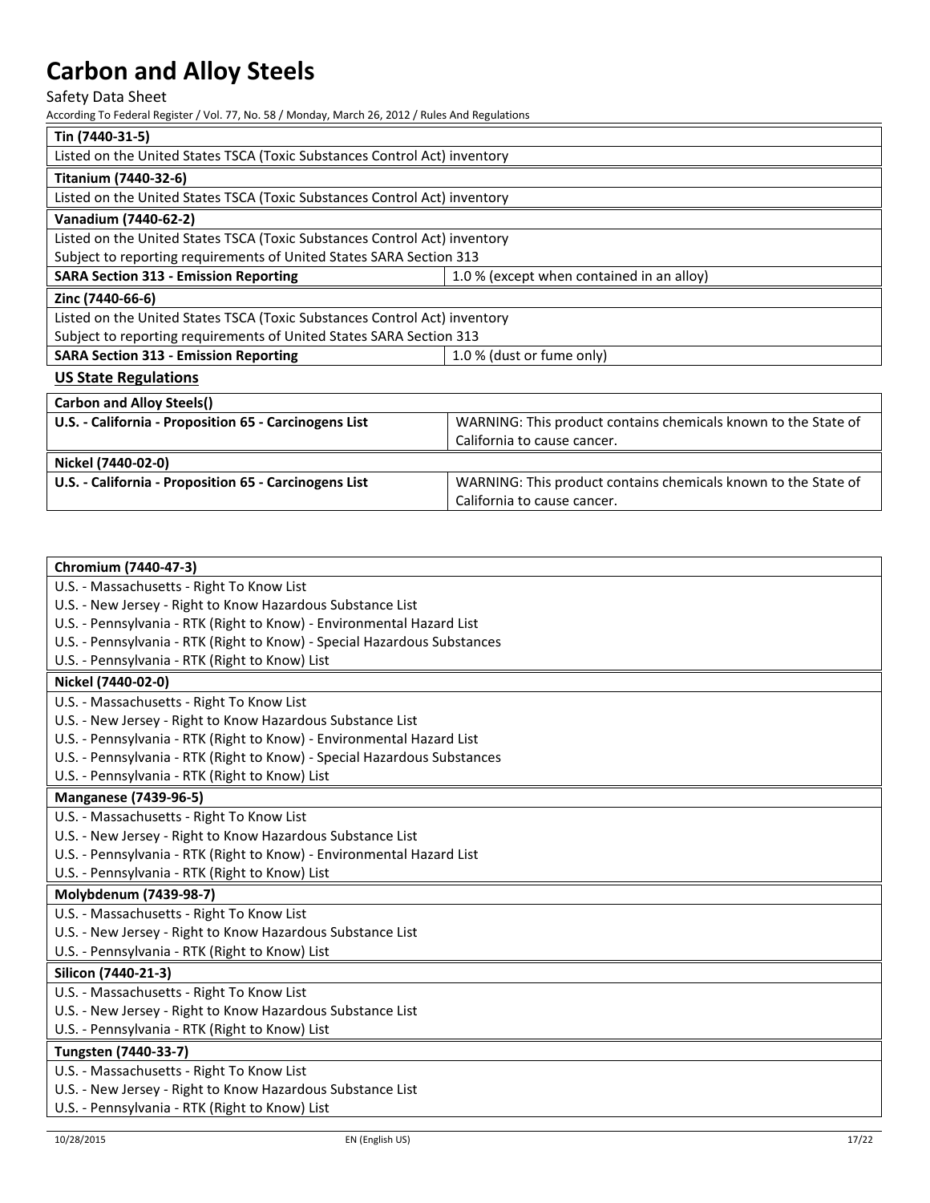| Tin (7440-31-5) | |
|---|---|
| Listed on the United States TSCA (Toxic Substances Control Act) inventory | |

| Titanium (7440-32-6) | |
|---|---|
| Listed on the United States TSCA (Toxic Substances Control Act) inventory | |

| Vanadium (7440-62-2) | |
|---|---|
| Listed on the United States TSCA (Toxic Substances Control Act) inventory | |
| Subject to reporting requirements of United States SARA Section 313 | |
| **SARA Section 313 - Emission Reporting** | 1.0 % (except when contained in an alloy) |

| Zinc (7440-66-6) | |
|---|---|
| Listed on the United States TSCA (Toxic Substances Control Act) inventory | |
| Subject to reporting requirements of United States SARA Section 313 | |
| **SARA Section 313 - Emission Reporting** | 1.0 % (dust or fume only) |

## US State Regulations

| Carbon and Alloy Steels() | |
|---|---|
| **U.S. - California - Proposition 65 - Carcinogens List** | WARNING: This product contains chemicals known to the State of California to cause cancer. |

| Nickel (7440-02-0) | |
|---|---|
| **U.S. - California - Proposition 65 - Carcinogens List** | WARNING: This product contains chemicals known to the State of California to cause cancer. |

| Chromium (7440-47-3) |
|---|
| U.S. - Massachusetts - Right To Know List |
| U.S. - New Jersey - Right to Know Hazardous Substance List |
| U.S. - Pennsylvania - RTK (Right to Know) - Environmental Hazard List |
| U.S. - Pennsylvania - RTK (Right to Know) - Special Hazardous Substances |
| U.S. - Pennsylvania - RTK (Right to Know) List |

| Nickel (7440-02-0) |
|---|
| U.S. - Massachusetts - Right To Know List |
| U.S. - New Jersey - Right to Know Hazardous Substance List |
| U.S. - Pennsylvania - RTK (Right to Know) - Environmental Hazard List |
| U.S. - Pennsylvania - RTK (Right to Know) - Special Hazardous Substances |
| U.S. - Pennsylvania - RTK (Right to Know) List |

| Manganese (7439-96-5) |
|---|
| U.S. - Massachusetts - Right To Know List |
| U.S. - New Jersey - Right to Know Hazardous Substance List |
| U.S. - Pennsylvania - RTK (Right to Know) - Environmental Hazard List |
| U.S. - Pennsylvania - RTK (Right to Know) List |

| Molybdenum (7439-98-7) |
|---|
| U.S. - Massachusetts - Right To Know List |
| U.S. - New Jersey - Right to Know Hazardous Substance List |
| U.S. - Pennsylvania - RTK (Right to Know) List |

| Silicon (7440-21-3) |
|---|
| U.S. - Massachusetts - Right To Know List |
| U.S. - New Jersey - Right to Know Hazardous Substance List |
| U.S. - Pennsylvania - RTK (Right to Know) List |

| Tungsten (7440-33-7) |
|---|
| U.S. - Massachusetts - Right To Know List |
| U.S. - New Jersey - Right to Know Hazardous Substance List |
| U.S. - Pennsylvania - RTK (Right to Know) List |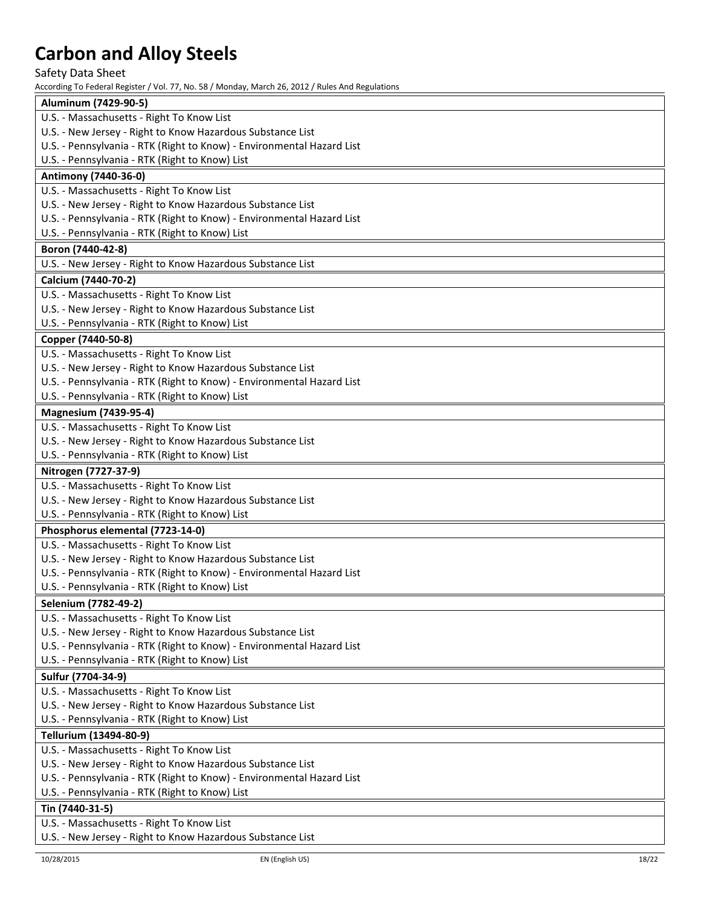| Aluminum (7429-90-5) |
|---|
| U.S. - Massachusetts - Right To Know List |
| U.S. - New Jersey - Right to Know Hazardous Substance List |
| U.S. - Pennsylvania - RTK (Right to Know) - Environmental Hazard List |
| U.S. - Pennsylvania - RTK (Right to Know) List |

| Antimony (7440-36-0) |
|---|
| U.S. - Massachusetts - Right To Know List |
| U.S. - New Jersey - Right to Know Hazardous Substance List |
| U.S. - Pennsylvania - RTK (Right to Know) - Environmental Hazard List |
| U.S. - Pennsylvania - RTK (Right to Know) List |

| Boron (7440-42-8) |
|---|
| U.S. - New Jersey - Right to Know Hazardous Substance List |

| Calcium (7440-70-2) |
|---|
| U.S. - Massachusetts - Right To Know List |
| U.S. - New Jersey - Right to Know Hazardous Substance List |
| U.S. - Pennsylvania - RTK (Right to Know) List |

| Copper (7440-50-8) |
|---|
| U.S. - Massachusetts - Right To Know List |
| U.S. - New Jersey - Right to Know Hazardous Substance List |
| U.S. - Pennsylvania - RTK (Right to Know) - Environmental Hazard List |
| U.S. - Pennsylvania - RTK (Right to Know) List |

| Magnesium (7439-95-4) |
|---|
| U.S. - Massachusetts - Right To Know List |
| U.S. - New Jersey - Right to Know Hazardous Substance List |
| U.S. - Pennsylvania - RTK (Right to Know) List |

| Nitrogen (7727-37-9) |
|---|
| U.S. - Massachusetts - Right To Know List |
| U.S. - New Jersey - Right to Know Hazardous Substance List |
| U.S. - Pennsylvania - RTK (Right to Know) List |

| Phosphorus elemental (7723-14-0) |
|---|
| U.S. - Massachusetts - Right To Know List |
| U.S. - New Jersey - Right to Know Hazardous Substance List |
| U.S. - Pennsylvania - RTK (Right to Know) - Environmental Hazard List |
| U.S. - Pennsylvania - RTK (Right to Know) List |

| Selenium (7782-49-2) |
|---|
| U.S. - Massachusetts - Right To Know List |
| U.S. - New Jersey - Right to Know Hazardous Substance List |
| U.S. - Pennsylvania - RTK (Right to Know) - Environmental Hazard List |
| U.S. - Pennsylvania - RTK (Right to Know) List |

| Sulfur (7704-34-9) |
|---|
| U.S. - Massachusetts - Right To Know List |
| U.S. - New Jersey - Right to Know Hazardous Substance List |
| U.S. - Pennsylvania - RTK (Right to Know) List |

| Tellurium (13494-80-9) |
|---|
| U.S. - Massachusetts - Right To Know List |
| U.S. - New Jersey - Right to Know Hazardous Substance List |
| U.S. - Pennsylvania - RTK (Right to Know) - Environmental Hazard List |
| U.S. - Pennsylvania - RTK (Right to Know) List |

| Tin (7440-31-5) |
|---|
| U.S. - Massachusetts - Right To Know List |
| U.S. - New Jersey - Right to Know Hazardous Substance List |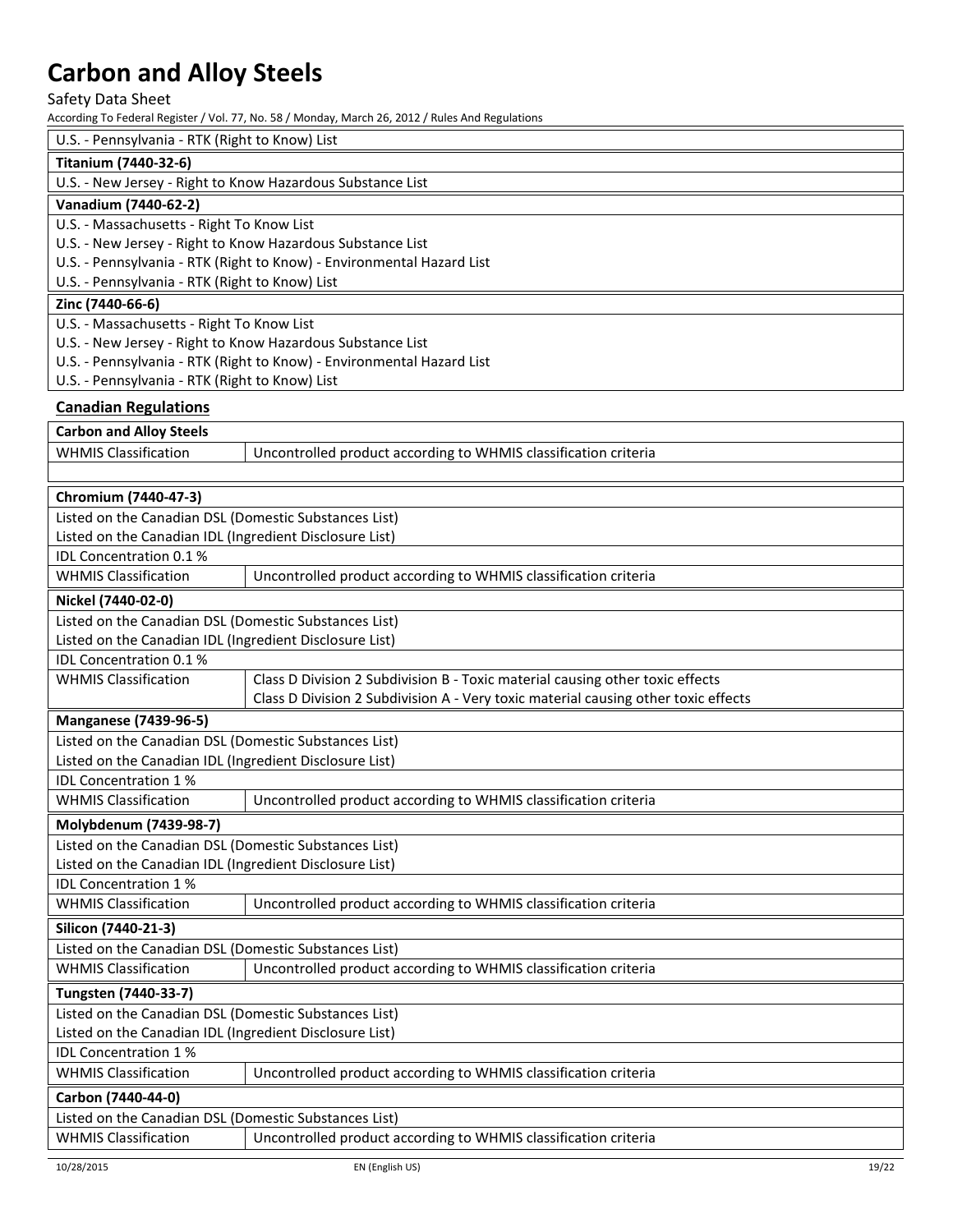| |
|---|
| U.S. - Pennsylvania - RTK (Right to Know) List |

| **Titanium (7440-32-6)** |
|---|
| U.S. - New Jersey - Right to Know Hazardous Substance List |

| **Vanadium (7440-62-2)** |
|---|
| U.S. - Massachusetts - Right To Know List |
| U.S. - New Jersey - Right to Know Hazardous Substance List |
| U.S. - Pennsylvania - RTK (Right to Know) - Environmental Hazard List |
| U.S. - Pennsylvania - RTK (Right to Know) List |

| **Zinc (7440-66-6)** |
|---|
| U.S. - Massachusetts - Right To Know List |
| U.S. - New Jersey - Right to Know Hazardous Substance List |
| U.S. - Pennsylvania - RTK (Right to Know) - Environmental Hazard List |
| U.S. - Pennsylvania - RTK (Right to Know) List |

## Canadian Regulations

| **Carbon and Alloy Steels** | |
|---|---|
| WHMIS Classification | Uncontrolled product according to WHMIS classification criteria |
| | |

| **Chromium (7440-47-3)** | |
|---|---|
| Listed on the Canadian DSL (Domestic Substances List) | |
| Listed on the Canadian IDL (Ingredient Disclosure List) | |
| IDL Concentration 0.1 % | |
| WHMIS Classification | Uncontrolled product according to WHMIS classification criteria |

| **Nickel (7440-02-0)** | |
|---|---|
| Listed on the Canadian DSL (Domestic Substances List) | |
| Listed on the Canadian IDL (Ingredient Disclosure List) | |
| IDL Concentration 0.1 % | |
| WHMIS Classification | Class D Division 2 Subdivision B - Toxic material causing other toxic effects<br>Class D Division 2 Subdivision A - Very toxic material causing other toxic effects |

| **Manganese (7439-96-5)** | |
|---|---|
| Listed on the Canadian DSL (Domestic Substances List) | |
| Listed on the Canadian IDL (Ingredient Disclosure List) | |
| IDL Concentration 1 % | |
| WHMIS Classification | Uncontrolled product according to WHMIS classification criteria |

| **Molybdenum (7439-98-7)** | |
|---|---|
| Listed on the Canadian DSL (Domestic Substances List) | |
| Listed on the Canadian IDL (Ingredient Disclosure List) | |
| IDL Concentration 1 % | |
| WHMIS Classification | Uncontrolled product according to WHMIS classification criteria |

| **Silicon (7440-21-3)** | |
|---|---|
| Listed on the Canadian DSL (Domestic Substances List) | |
| WHMIS Classification | Uncontrolled product according to WHMIS classification criteria |

| **Tungsten (7440-33-7)** | |
|---|---|
| Listed on the Canadian DSL (Domestic Substances List) | |
| Listed on the Canadian IDL (Ingredient Disclosure List) | |
| IDL Concentration 1 % | |
| WHMIS Classification | Uncontrolled product according to WHMIS classification criteria |

| **Carbon (7440-44-0)** | |
|---|---|
| Listed on the Canadian DSL (Domestic Substances List) | |
| WHMIS Classification | Uncontrolled product according to WHMIS classification criteria |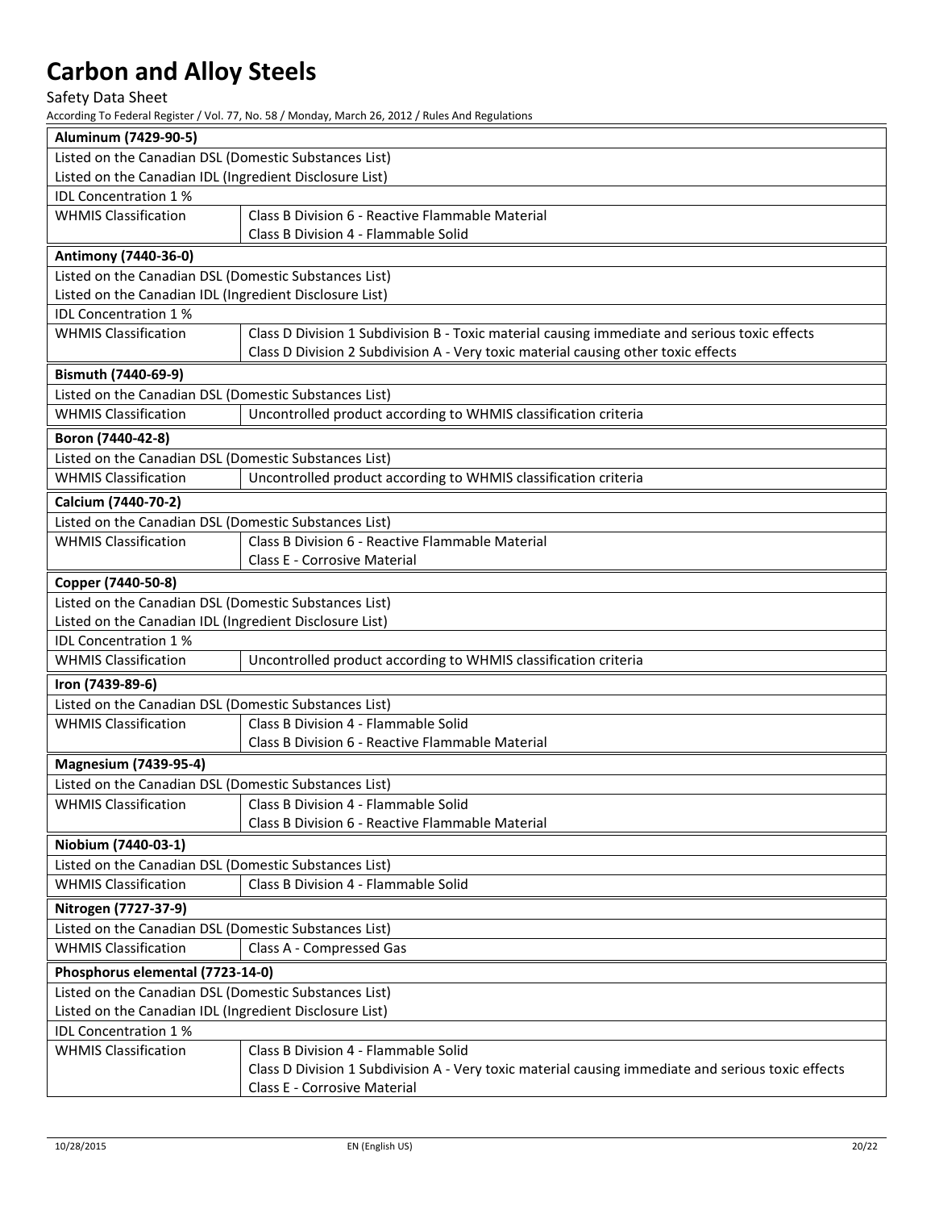| Aluminum (7429-90-5) | |
|---|---|
| Listed on the Canadian DSL (Domestic Substances List) | |
| Listed on the Canadian IDL (Ingredient Disclosure List) | |
| IDL Concentration 1 % | |
| WHMIS Classification | Class B Division 6 - Reactive Flammable Material<br>Class B Division 4 - Flammable Solid |

| Antimony (7440-36-0) | |
|---|---|
| Listed on the Canadian DSL (Domestic Substances List) | |
| Listed on the Canadian IDL (Ingredient Disclosure List) | |
| IDL Concentration 1 % | |
| WHMIS Classification | Class D Division 1 Subdivision B - Toxic material causing immediate and serious toxic effects<br>Class D Division 2 Subdivision A - Very toxic material causing other toxic effects |

| Bismuth (7440-69-9) | |
|---|---|
| Listed on the Canadian DSL (Domestic Substances List) | |
| WHMIS Classification | Uncontrolled product according to WHMIS classification criteria |

| Boron (7440-42-8) | |
|---|---|
| Listed on the Canadian DSL (Domestic Substances List) | |
| WHMIS Classification | Uncontrolled product according to WHMIS classification criteria |

| Calcium (7440-70-2) | |
|---|---|
| Listed on the Canadian DSL (Domestic Substances List) | |
| WHMIS Classification | Class B Division 6 - Reactive Flammable Material<br>Class E - Corrosive Material |

| Copper (7440-50-8) | |
|---|---|
| Listed on the Canadian DSL (Domestic Substances List) | |
| Listed on the Canadian IDL (Ingredient Disclosure List) | |
| IDL Concentration 1 % | |
| WHMIS Classification | Uncontrolled product according to WHMIS classification criteria |

| Iron (7439-89-6) | |
|---|---|
| Listed on the Canadian DSL (Domestic Substances List) | |
| WHMIS Classification | Class B Division 4 - Flammable Solid<br>Class B Division 6 - Reactive Flammable Material |

| Magnesium (7439-95-4) | |
|---|---|
| Listed on the Canadian DSL (Domestic Substances List) | |
| WHMIS Classification | Class B Division 4 - Flammable Solid<br>Class B Division 6 - Reactive Flammable Material |

| Niobium (7440-03-1) | |
|---|---|
| Listed on the Canadian DSL (Domestic Substances List) | |
| WHMIS Classification | Class B Division 4 - Flammable Solid |

| Nitrogen (7727-37-9) | |
|---|---|
| Listed on the Canadian DSL (Domestic Substances List) | |
| WHMIS Classification | Class A - Compressed Gas |

| Phosphorus elemental (7723-14-0) | |
|---|---|
| Listed on the Canadian DSL (Domestic Substances List) | |
| Listed on the Canadian IDL (Ingredient Disclosure List) | |
| IDL Concentration 1 % | |
| WHMIS Classification | Class B Division 4 - Flammable Solid<br>Class D Division 1 Subdivision A - Very toxic material causing immediate and serious toxic effects<br>Class E - Corrosive Material |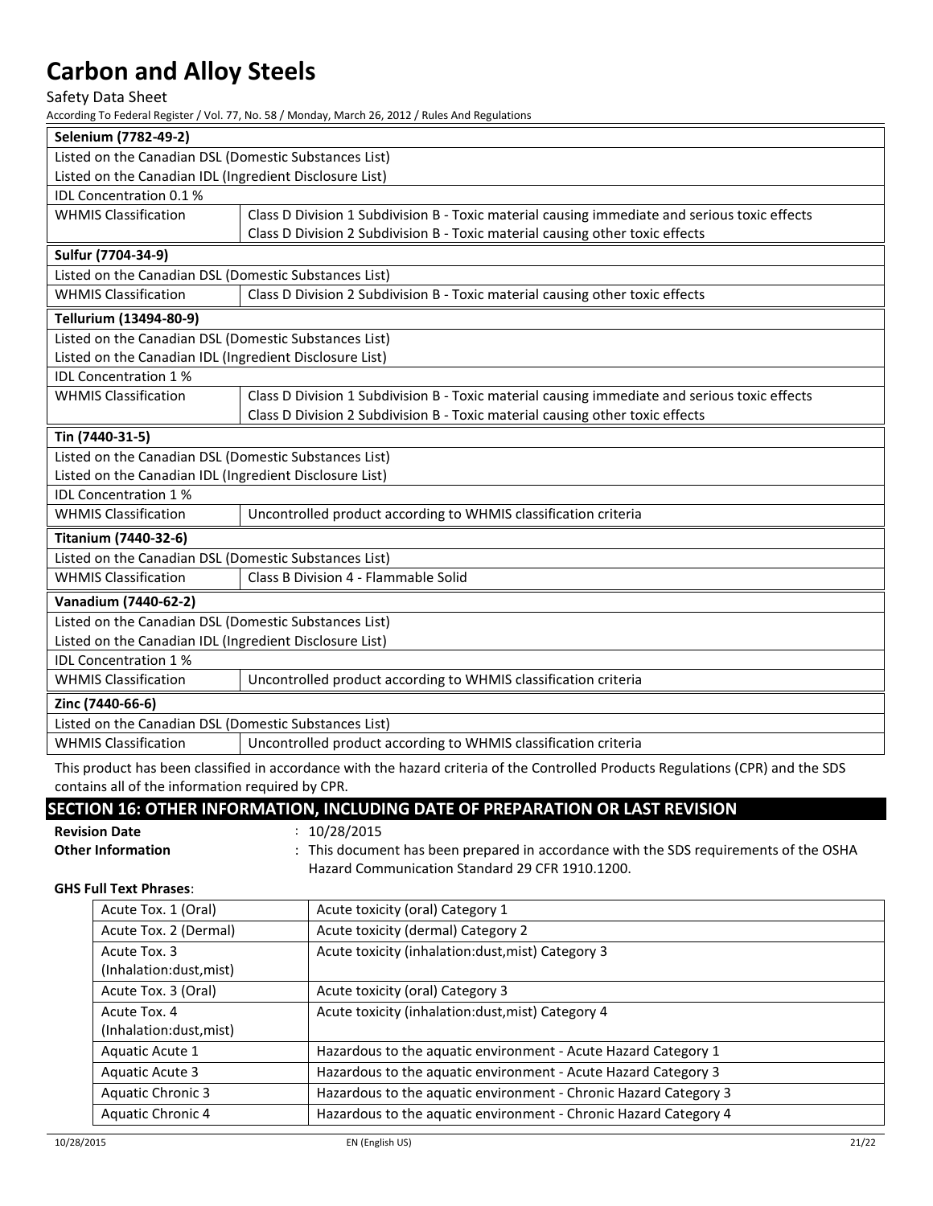| Selenium (7782-49-2) | |
|---|---|
| Listed on the Canadian DSL (Domestic Substances List) | |
| Listed on the Canadian IDL (Ingredient Disclosure List) | |
| IDL Concentration 0.1 % | |
| WHMIS Classification | Class D Division 1 Subdivision B - Toxic material causing immediate and serious toxic effects<br>Class D Division 2 Subdivision B - Toxic material causing other toxic effects |

| Sulfur (7704-34-9) | |
|---|---|
| Listed on the Canadian DSL (Domestic Substances List) | |
| WHMIS Classification | Class D Division 2 Subdivision B - Toxic material causing other toxic effects |

| Tellurium (13494-80-9) | |
|---|---|
| Listed on the Canadian DSL (Domestic Substances List) | |
| Listed on the Canadian IDL (Ingredient Disclosure List) | |
| IDL Concentration 1 % | |
| WHMIS Classification | Class D Division 1 Subdivision B - Toxic material causing immediate and serious toxic effects<br>Class D Division 2 Subdivision B - Toxic material causing other toxic effects |

| Tin (7440-31-5) | |
|---|---|
| Listed on the Canadian DSL (Domestic Substances List) | |
| Listed on the Canadian IDL (Ingredient Disclosure List) | |
| IDL Concentration 1 % | |
| WHMIS Classification | Uncontrolled product according to WHMIS classification criteria |

| Titanium (7440-32-6) | |
|---|---|
| Listed on the Canadian DSL (Domestic Substances List) | |
| WHMIS Classification | Class B Division 4 - Flammable Solid |

| Vanadium (7440-62-2) | |
|---|---|
| Listed on the Canadian DSL (Domestic Substances List) | |
| Listed on the Canadian IDL (Ingredient Disclosure List) | |
| IDL Concentration 1 % | |
| WHMIS Classification | Uncontrolled product according to WHMIS classification criteria |

| Zinc (7440-66-6) | |
|---|---|
| Listed on the Canadian DSL (Domestic Substances List) | |
| WHMIS Classification | Uncontrolled product according to WHMIS classification criteria |

This product has been classified in accordance with the hazard criteria of the Controlled Products Regulations (CPR) and the SDS contains all of the information required by CPR.

## SECTION 16: OTHER INFORMATION, INCLUDING DATE OF PREPARATION OR LAST REVISION

**Revision Date** : 10/28/2015

**Other Information** : This document has been prepared in accordance with the SDS requirements of the OSHA Hazard Communication Standard 29 CFR 1910.1200.

**GHS Full Text Phrases**:

| | |
|---|---|
| Acute Tox. 1 (Oral) | Acute toxicity (oral) Category 1 |
| Acute Tox. 2 (Dermal) | Acute toxicity (dermal) Category 2 |
| Acute Tox. 3 (Inhalation:dust,mist) | Acute toxicity (inhalation:dust,mist) Category 3 |
| Acute Tox. 3 (Oral) | Acute toxicity (oral) Category 3 |
| Acute Tox. 4 (Inhalation:dust,mist) | Acute toxicity (inhalation:dust,mist) Category 4 |
| Aquatic Acute 1 | Hazardous to the aquatic environment - Acute Hazard Category 1 |
| Aquatic Acute 3 | Hazardous to the aquatic environment - Acute Hazard Category 3 |
| Aquatic Chronic 3 | Hazardous to the aquatic environment - Chronic Hazard Category 3 |
| Aquatic Chronic 4 | Hazardous to the aquatic environment - Chronic Hazard Category 4 |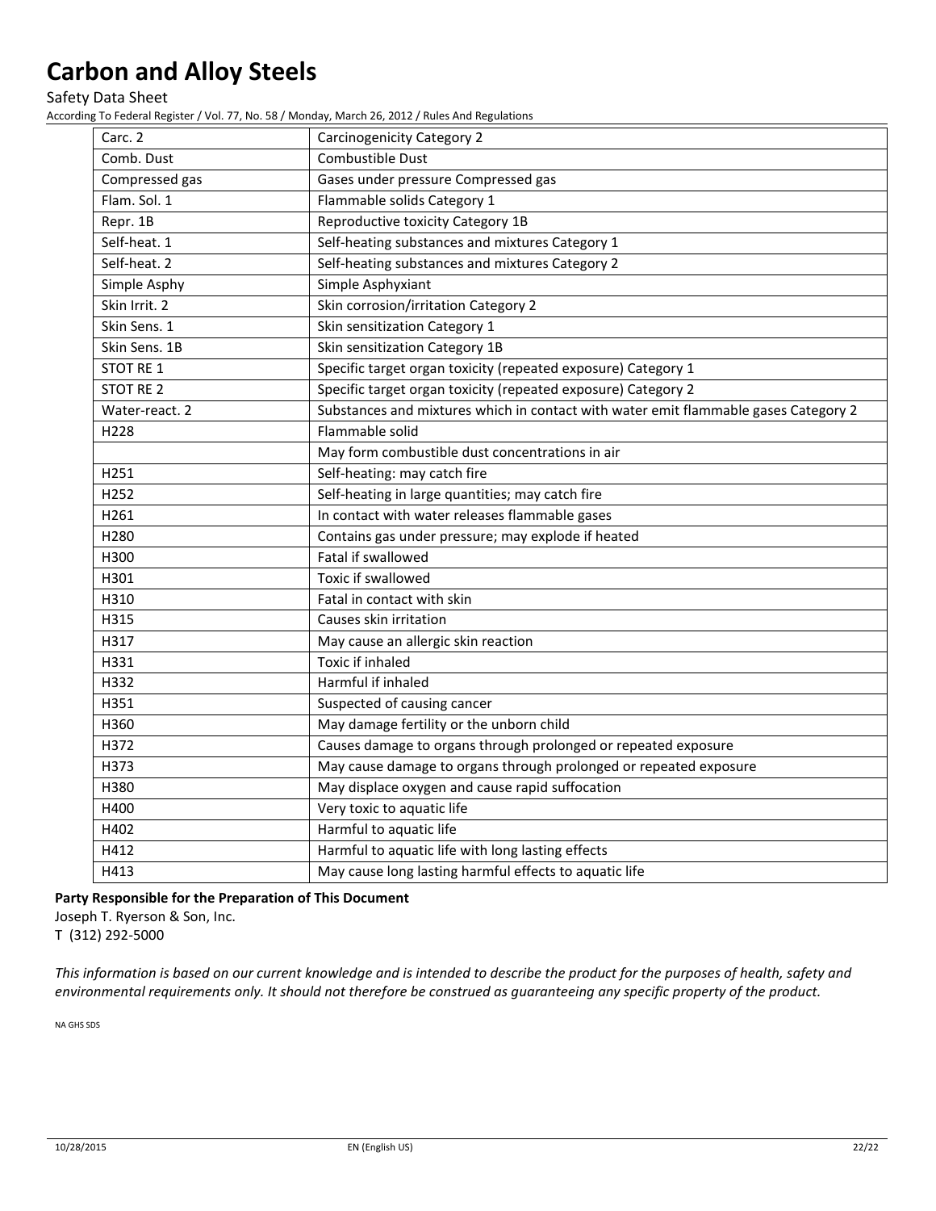| | |
|---|---|
| Carc. 2 | Carcinogenicity Category 2 |
| Comb. Dust | Combustible Dust |
| Compressed gas | Gases under pressure Compressed gas |
| Flam. Sol. 1 | Flammable solids Category 1 |
| Repr. 1B | Reproductive toxicity Category 1B |
| Self-heat. 1 | Self-heating substances and mixtures Category 1 |
| Self-heat. 2 | Self-heating substances and mixtures Category 2 |
| Simple Asphy | Simple Asphyxiant |
| Skin Irrit. 2 | Skin corrosion/irritation Category 2 |
| Skin Sens. 1 | Skin sensitization Category 1 |
| Skin Sens. 1B | Skin sensitization Category 1B |
| STOT RE 1 | Specific target organ toxicity (repeated exposure) Category 1 |
| STOT RE 2 | Specific target organ toxicity (repeated exposure) Category 2 |
| Water-react. 2 | Substances and mixtures which in contact with water emit flammable gases Category 2 |
| H228 | Flammable solid |
| | May form combustible dust concentrations in air |
| H251 | Self-heating: may catch fire |
| H252 | Self-heating in large quantities; may catch fire |
| H261 | In contact with water releases flammable gases |
| H280 | Contains gas under pressure; may explode if heated |
| H300 | Fatal if swallowed |
| H301 | Toxic if swallowed |
| H310 | Fatal in contact with skin |
| H315 | Causes skin irritation |
| H317 | May cause an allergic skin reaction |
| H331 | Toxic if inhaled |
| H332 | Harmful if inhaled |
| H351 | Suspected of causing cancer |
| H360 | May damage fertility or the unborn child |
| H372 | Causes damage to organs through prolonged or repeated exposure |
| H373 | May cause damage to organs through prolonged or repeated exposure |
| H380 | May displace oxygen and cause rapid suffocation |
| H400 | Very toxic to aquatic life |
| H402 | Harmful to aquatic life |
| H412 | Harmful to aquatic life with long lasting effects |
| H413 | May cause long lasting harmful effects to aquatic life |

**Party Responsible for the Preparation of This Document**

Joseph T. Ryerson & Son, Inc.
T (312) 292-5000

*This information is based on our current knowledge and is intended to describe the product for the purposes of health, safety and environmental requirements only. It should not therefore be construed as guaranteeing any specific property of the product.*

NA GHS SDS